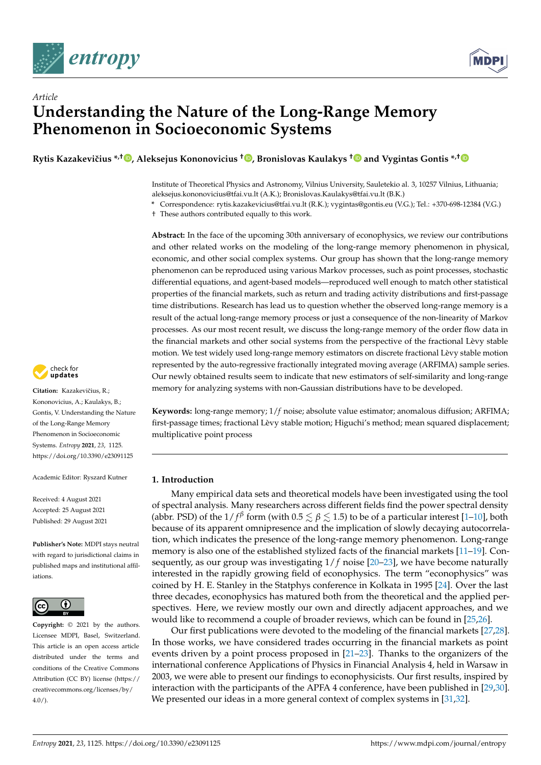*Article*

# Understanding the Nature of the Long-Range Memory Phenomenon in Socioeconomic Systems

**Rytis Kazakevičius \*,†, Aleksejus Kononovicius †, Bronislovas Kaulakys † and Vygintas Gontis \*,†**

Institute of Theoretical Physics and Astronomy, Vilnius University, Sauletekio al. 3, 10257 Vilnius, Lithuania; aleksejus.kononovicius@tfai.vu.lt (A.K.); Bronislovas.Kaulakys@tfai.vu.lt (B.K.)

\* Correspondence: rytis.kazakevicius@tfai.vu.lt (R.K.); vygintas@gontis.eu (V.G.); Tel.: +370-698-12384 (V.G.)

† These authors contributed equally to this work.

**Abstract:** In the face of the upcoming 30th anniversary of econophysics, we review our contributions and other related works on the modeling of the long-range memory phenomenon in physical, economic, and other social complex systems. Our group has shown that the long-range memory phenomenon can be reproduced using various Markov processes, such as point processes, stochastic differential equations, and agent-based models—reproduced well enough to match other statistical properties of the financial markets, such as return and trading activity distributions and first-passage time distributions. Research has lead us to question whether the observed long-range memory is a result of the actual long-range memory process or just a consequence of the non-linearity of Markov processes. As our most recent result, we discuss the long-range memory of the order flow data in the financial markets and other social systems from the perspective of the fractional Lèvy stable motion. We test widely used long-range memory estimators on discrete fractional Lèvy stable motion represented by the auto-regressive fractionally integrated moving average (ARFIMA) sample series. Our newly obtained results seem to indicate that new estimators of self-similarity and long-range memory for analyzing systems with non-Gaussian distributions have to be developed.

**Keywords:** long-range memory; $1/f$ noise; absolute value estimator; anomalous diffusion; ARFIMA; first-passage times; fractional Lèvy stable motion; Higuchi's method; mean squared displacement; multiplicative point process

**Citation:** Kazakevičius, R.; Kononovicius, A.; Kaulakys, B.; Gontis, V. Understanding the Nature of the Long-Range Memory Phenomenon in Socioeconomic Systems. *Entropy* **2021**, *23*, 1125. https://doi.org/10.3390/e23091125

Academic Editor: Ryszard Kutner

Received: 4 August 2021
Accepted: 25 August 2021
Published: 29 August 2021

**Publisher's Note:** MDPI stays neutral with regard to jurisdictional claims in published maps and institutional affiliations.

**Copyright:** © 2021 by the authors. Licensee MDPI, Basel, Switzerland. This article is an open access article distributed under the terms and conditions of the Creative Commons Attribution (CC BY) license (https://creativecommons.org/licenses/by/4.0/).

## 1. Introduction

Many empirical data sets and theoretical models have been investigated using the tool of spectral analysis. Many researchers across different fields find the power spectral density (abbr. PSD) of the $1/f^{\beta}$ form (with $0.5 \lesssim \beta \lesssim 1.5$) to be of a particular interest [1–10], both because of its apparent omnipresence and the implication of slowly decaying autocorrelation, which indicates the presence of the long-range memory phenomenon. Long-range memory is also one of the established stylized facts of the financial markets [11–19]. Consequently, as our group was investigating $1/f$ noise [20–23], we have become naturally interested in the rapidly growing field of econophysics. The term "econophysics" was coined by H. E. Stanley in the Statphys conference in Kolkata in 1995 [24]. Over the last three decades, econophysics has matured both from the theoretical and the applied perspectives. Here, we review mostly our own and directly adjacent approaches, and we would like to recommend a couple of broader reviews, which can be found in [25,26].

Our first publications were devoted to the modeling of the financial markets [27,28]. In those works, we have considered trades occurring in the financial markets as point events driven by a point process proposed in [21–23]. Thanks to the organizers of the international conference Applications of Physics in Financial Analysis 4, held in Warsaw in 2003, we were able to present our findings to econophysicists. Our first results, inspired by interaction with the participants of the APFA 4 conference, have been published in [29,30]. We presented our ideas in a more general context of complex systems in [31,32].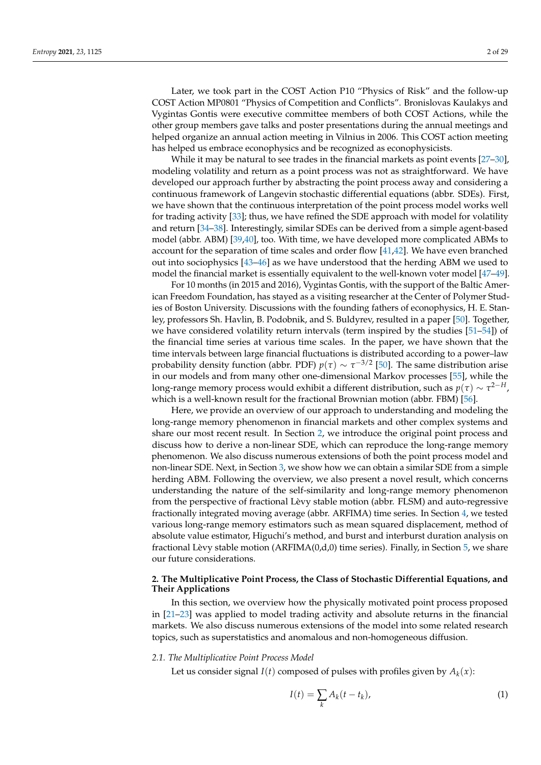Later, we took part in the COST Action P10 "Physics of Risk" and the follow-up COST Action MP0801 "Physics of Competition and Conflicts". Bronislovas Kaulakys and Vygintas Gontis were executive committee members of both COST Actions, while the other group members gave talks and poster presentations during the annual meetings and helped organize an annual action meeting in Vilnius in 2006. This COST action meeting has helped us embrace econophysics and be recognized as econophysicists.

While it may be natural to see trades in the financial markets as point events [27–30], modeling volatility and return as a point process was not as straightforward. We have developed our approach further by abstracting the point process away and considering a continuous framework of Langevin stochastic differential equations (abbr. SDEs). First, we have shown that the continuous interpretation of the point process model works well for trading activity [33]; thus, we have refined the SDE approach with model for volatility and return [34–38]. Interestingly, similar SDEs can be derived from a simple agent-based model (abbr. ABM) [39,40], too. With time, we have developed more complicated ABMs to account for the separation of time scales and order flow [41,42]. We have even branched out into sociophysics [43–46] as we have understood that the herding ABM we used to model the financial market is essentially equivalent to the well-known voter model [47–49].

For 10 months (in 2015 and 2016), Vygintas Gontis, with the support of the Baltic American Freedom Foundation, has stayed as a visiting researcher at the Center of Polymer Studies of Boston University. Discussions with the founding fathers of econophysics, H. E. Stanley, professors Sh. Havlin, B. Podobnik, and S. Buldyrev, resulted in a paper [50]. Together, we have considered volatility return intervals (term inspired by the studies [51–54]) of the financial time series at various time scales. In the paper, we have shown that the time intervals between large financial fluctuations is distributed according to a power–law probability density function (abbr. PDF) $p(\tau) \sim \tau^{-3/2}$ [50]. The same distribution arise in our models and from many other one-dimensional Markov processes [55], while the long-range memory process would exhibit a different distribution, such as $p(\tau) \sim \tau^{2-H}$, which is a well-known result for the fractional Brownian motion (abbr. FBM) [56].

Here, we provide an overview of our approach to understanding and modeling the long-range memory phenomenon in financial markets and other complex systems and share our most recent result. In Section 2, we introduce the original point process and discuss how to derive a non-linear SDE, which can reproduce the long-range memory phenomenon. We also discuss numerous extensions of both the point process model and non-linear SDE. Next, in Section 3, we show how we can obtain a similar SDE from a simple herding ABM. Following the overview, we also present a novel result, which concerns understanding the nature of the self-similarity and long-range memory phenomenon from the perspective of fractional Lèvy stable motion (abbr. FLSM) and auto-regressive fractionally integrated moving average (abbr. ARFIMA) time series. In Section 4, we tested various long-range memory estimators such as mean squared displacement, method of absolute value estimator, Higuchi's method, and burst and interburst duration analysis on fractional Lèvy stable motion (ARFIMA(0,d,0) time series). Finally, in Section 5, we share our future considerations.

## 2. The Multiplicative Point Process, the Class of Stochastic Differential Equations, and Their Applications

In this section, we overview how the physically motivated point process proposed in [21–23] was applied to model trading activity and absolute returns in the financial markets. We also discuss numerous extensions of the model into some related research topics, such as superstatistics and anomalous and non-homogeneous diffusion.

### 2.1. The Multiplicative Point Process Model

Let us consider signal $I(t)$ composed of pulses with profiles given by $A_k(x)$:

$$I(t) = \sum_k A_k(t - t_k), \tag{1}$$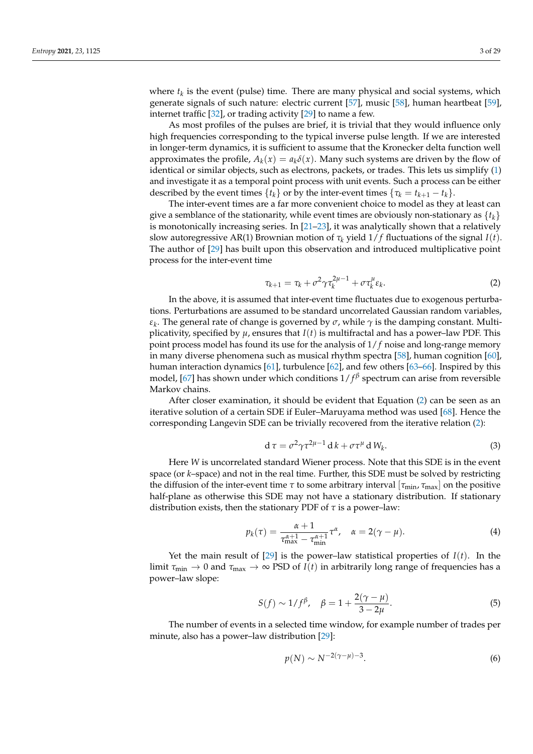where $t_k$ is the event (pulse) time. There are many physical and social systems, which generate signals of such nature: electric current [57], music [58], human heartbeat [59], internet traffic [32], or trading activity [29] to name a few.

As most profiles of the pulses are brief, it is trivial that they would influence only high frequencies corresponding to the typical inverse pulse length. If we are interested in longer-term dynamics, it is sufficient to assume that the Kronecker delta function well approximates the profile, $A_k(x) = a_k \delta(x)$. Many such systems are driven by the flow of identical or similar objects, such as electrons, packets, or trades. This lets us simplify (1) and investigate it as a temporal point process with unit events. Such a process can be either described by the event times $\{t_k\}$ or by the inter-event times $\{\tau_k = t_{k+1} - t_k\}$.

The inter-event times are a far more convenient choice to model as they at least can give a semblance of the stationarity, while event times are obviously non-stationary as $\{t_k\}$ is monotonically increasing series. In [21–23], it was analytically shown that a relatively slow autoregressive AR(1) Brownian motion of $\tau_k$ yield $1/f$ fluctuations of the signal $I(t)$. The author of [29] has built upon this observation and introduced multiplicative point process for the inter-event time

$$\tau_{k+1} = \tau_k + \sigma^2 \gamma \tau_k^{2\mu-1} + \sigma \tau_k^{\mu} \varepsilon_k. \tag{2}$$

In the above, it is assumed that inter-event time fluctuates due to exogenous perturbations. Perturbations are assumed to be standard uncorrelated Gaussian random variables, $\varepsilon_k$. The general rate of change is governed by $\sigma$, while $\gamma$ is the damping constant. Multiplicativity, specified by $\mu$, ensures that $I(t)$ is multifractal and has a power–law PDF. This point process model has found its use for the analysis of $1/f$ noise and long-range memory in many diverse phenomena such as musical rhythm spectra [58], human cognition [60], human interaction dynamics [61], turbulence [62], and few others [63–66]. Inspired by this model, [67] has shown under which conditions $1/f^{\beta}$ spectrum can arise from reversible Markov chains.

After closer examination, it should be evident that Equation (2) can be seen as an iterative solution of a certain SDE if Euler–Maruyama method was used [68]. Hence the corresponding Langevin SDE can be trivially recovered from the iterative relation (2):

$$\mathrm{d}\,\tau = \sigma^2 \gamma \tau^{2\mu-1}\,\mathrm{d}\,k + \sigma \tau^{\mu}\,\mathrm{d}\,W_k. \tag{3}$$

Here $W$ is uncorrelated standard Wiener process. Note that this SDE is in the event space (or $k$–space) and not in the real time. Further, this SDE must be solved by restricting the diffusion of the inter-event time $\tau$ to some arbitrary interval $[\tau_{\min}, \tau_{\max}]$ on the positive half-plane as otherwise this SDE may not have a stationary distribution. If stationary distribution exists, then the stationary PDF of $\tau$ is a power–law:

$$p_k(\tau) = \frac{\alpha+1}{\tau_{\max}^{\alpha+1} - \tau_{\min}^{\alpha+1}} \tau^{\alpha}, \quad \alpha = 2(\gamma - \mu). \tag{4}$$

Yet the main result of [29] is the power–law statistical properties of $I(t)$. In the limit $\tau_{\min} \to 0$ and $\tau_{\max} \to \infty$ PSD of $I(t)$ in arbitrarily long range of frequencies has a power–law slope:

$$S(f) \sim 1/f^{\beta}, \quad \beta = 1 + \frac{2(\gamma - \mu)}{3 - 2\mu}. \tag{5}$$

The number of events in a selected time window, for example number of trades per minute, also has a power–law distribution [29]:

$$p(N) \sim N^{-2(\gamma-\mu)-3}. \tag{6}$$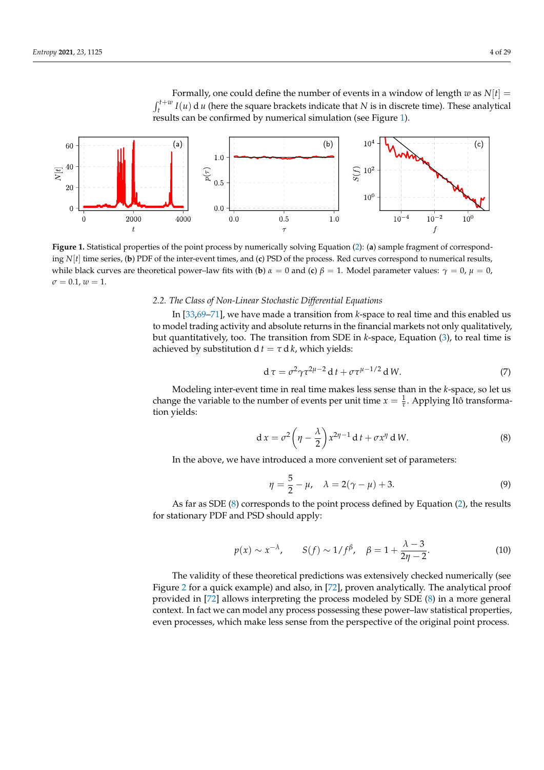Formally, one could define the number of events in a window of length $w$ as $N[t] = \int_t^{t+w} I(u)\,\mathrm{d}\,u$ (here the square brackets indicate that $N$ is in discrete time). These analytical results can be confirmed by numerical simulation (see Figure 1).

**Figure 1.** Statistical properties of the point process by numerically solving Equation (2): (**a**) sample fragment of corresponding $N[t]$ time series, (**b**) PDF of the inter-event times, and (**c**) PSD of the process. Red curves correspond to numerical results, while black curves are theoretical power–law fits with (**b**) $\alpha = 0$ and (**c**) $\beta = 1$. Model parameter values: $\gamma = 0$, $\mu = 0$, $\sigma = 0.1$, $w = 1$.

### 2.2. The Class of Non-Linear Stochastic Differential Equations

In [33,69–71], we have made a transition from $k$-space to real time and this enabled us to model trading activity and absolute returns in the financial markets not only qualitatively, but quantitatively, too. The transition from SDE in $k$-space, Equation (3), to real time is achieved by substitution $\mathrm{d}\,t = \tau\,\mathrm{d}\,k$, which yields:

$$\mathrm{d}\,\tau = \sigma^2 \gamma \tau^{2\mu-2}\,\mathrm{d}\,t + \sigma \tau^{\mu-1/2}\,\mathrm{d}\,W. \tag{7}$$

Modeling inter-event time in real time makes less sense than in the $k$-space, so let us change the variable to the number of events per unit time $x = \frac{1}{\tau}$. Applying Itô transformation yields:

$$\mathrm{d}\,x = \sigma^2 \left(\eta - \frac{\lambda}{2}\right) x^{2\eta-1}\,\mathrm{d}\,t + \sigma x^{\eta}\,\mathrm{d}\,W. \tag{8}$$

In the above, we have introduced a more convenient set of parameters:

$$\eta = \frac{5}{2} - \mu, \quad \lambda = 2(\gamma - \mu) + 3. \tag{9}$$

As far as SDE (8) corresponds to the point process defined by Equation (2), the results for stationary PDF and PSD should apply:

$$p(x) \sim x^{-\lambda}, \qquad S(f) \sim 1/f^{\beta}, \quad \beta = 1 + \frac{\lambda - 3}{2\eta - 2}. \tag{10}$$

The validity of these theoretical predictions was extensively checked numerically (see Figure 2 for a quick example) and also, in [72], proven analytically. The analytical proof provided in [72] allows interpreting the process modeled by SDE (8) in a more general context. In fact we can model any process possessing these power–law statistical properties, even processes, which make less sense from the perspective of the original point process.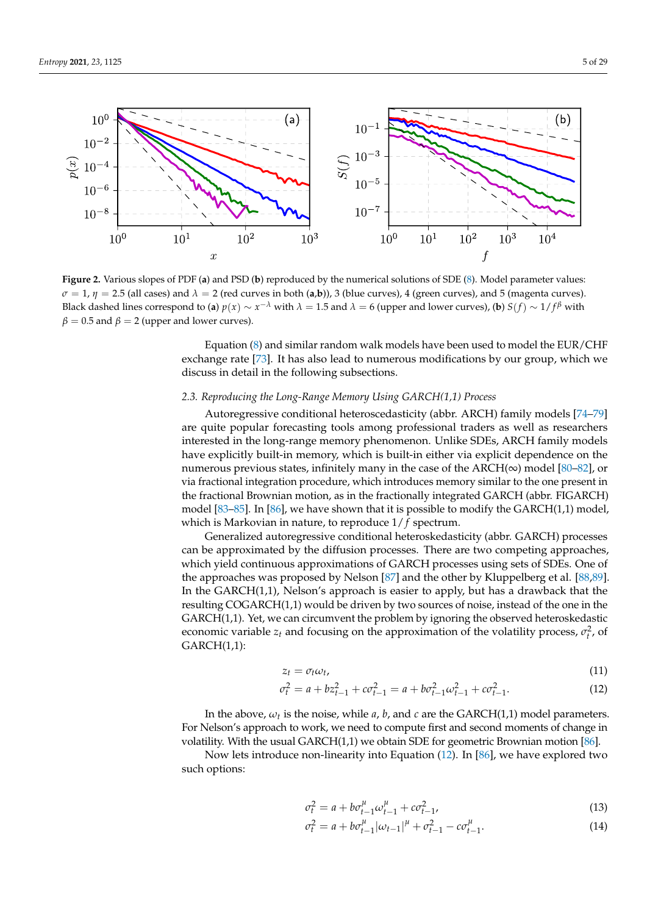**Figure 2.** Various slopes of PDF (**a**) and PSD (**b**) reproduced by the numerical solutions of SDE (8). Model parameter values: $\sigma = 1$, $\eta = 2.5$ (all cases) and $\lambda = 2$ (red curves in both (**a**,**b**)), 3 (blue curves), 4 (green curves), and 5 (magenta curves). Black dashed lines correspond to (**a**) $p(x) \sim x^{-\lambda}$ with $\lambda = 1.5$ and $\lambda = 6$ (upper and lower curves), (**b**) $S(f) \sim 1/f^{\beta}$ with $\beta = 0.5$ and $\beta = 2$ (upper and lower curves).

Equation (8) and similar random walk models have been used to model the EUR/CHF exchange rate [73]. It has also lead to numerous modifications by our group, which we discuss in detail in the following subsections.

### 2.3. Reproducing the Long-Range Memory Using GARCH(1,1) Process

Autoregressive conditional heteroscedasticity (abbr. ARCH) family models [74–79] are quite popular forecasting tools among professional traders as well as researchers interested in the long-range memory phenomenon. Unlike SDEs, ARCH family models have explicitly built-in memory, which is built-in either via explicit dependence on the numerous previous states, infinitely many in the case of the ARCH($\infty$) model [80–82], or via fractional integration procedure, which introduces memory similar to the one present in the fractional Brownian motion, as in the fractionally integrated GARCH (abbr. FIGARCH) model [83–85]. In [86], we have shown that it is possible to modify the GARCH(1,1) model, which is Markovian in nature, to reproduce $1/f$ spectrum.

Generalized autoregressive conditional heteroskedasticity (abbr. GARCH) processes can be approximated by the diffusion processes. There are two competing approaches, which yield continuous approximations of GARCH processes using sets of SDEs. One of the approaches was proposed by Nelson [87] and the other by Kluppelberg et al. [88,89]. In the GARCH(1,1), Nelson's approach is easier to apply, but has a drawback that the resulting COGARCH(1,1) would be driven by two sources of noise, instead of the one in the GARCH(1,1). Yet, we can circumvent the problem by ignoring the observed heteroskedastic economic variable $z_t$ and focusing on the approximation of the volatility process, $\sigma_t^2$, of GARCH(1,1):

$$z_t = \sigma_t \omega_t, \tag{11}$$

$$\sigma_t^2 = a + b z_{t-1}^2 + c\sigma_{t-1}^2 = a + b\sigma_{t-1}^2 \omega_{t-1}^2 + c\sigma_{t-1}^2. \tag{12}$$

In the above, $\omega_t$ is the noise, while $a$, $b$, and $c$ are the GARCH(1,1) model parameters. For Nelson's approach to work, we need to compute first and second moments of change in volatility. With the usual GARCH(1,1) we obtain SDE for geometric Brownian motion [86].

Now lets introduce non-linearity into Equation (12). In [86], we have explored two such options:

$$\sigma_t^2 = a + b\sigma_{t-1}^{\mu} \omega_{t-1}^{\mu} + c\sigma_{t-1}^2, \tag{13}$$

$$\sigma_t^2 = a + b\sigma_{t-1}^{\mu} |\omega_{t-1}|^{\mu} + \sigma_{t-1}^2 - c\sigma_{t-1}^{\mu}. \tag{14}$$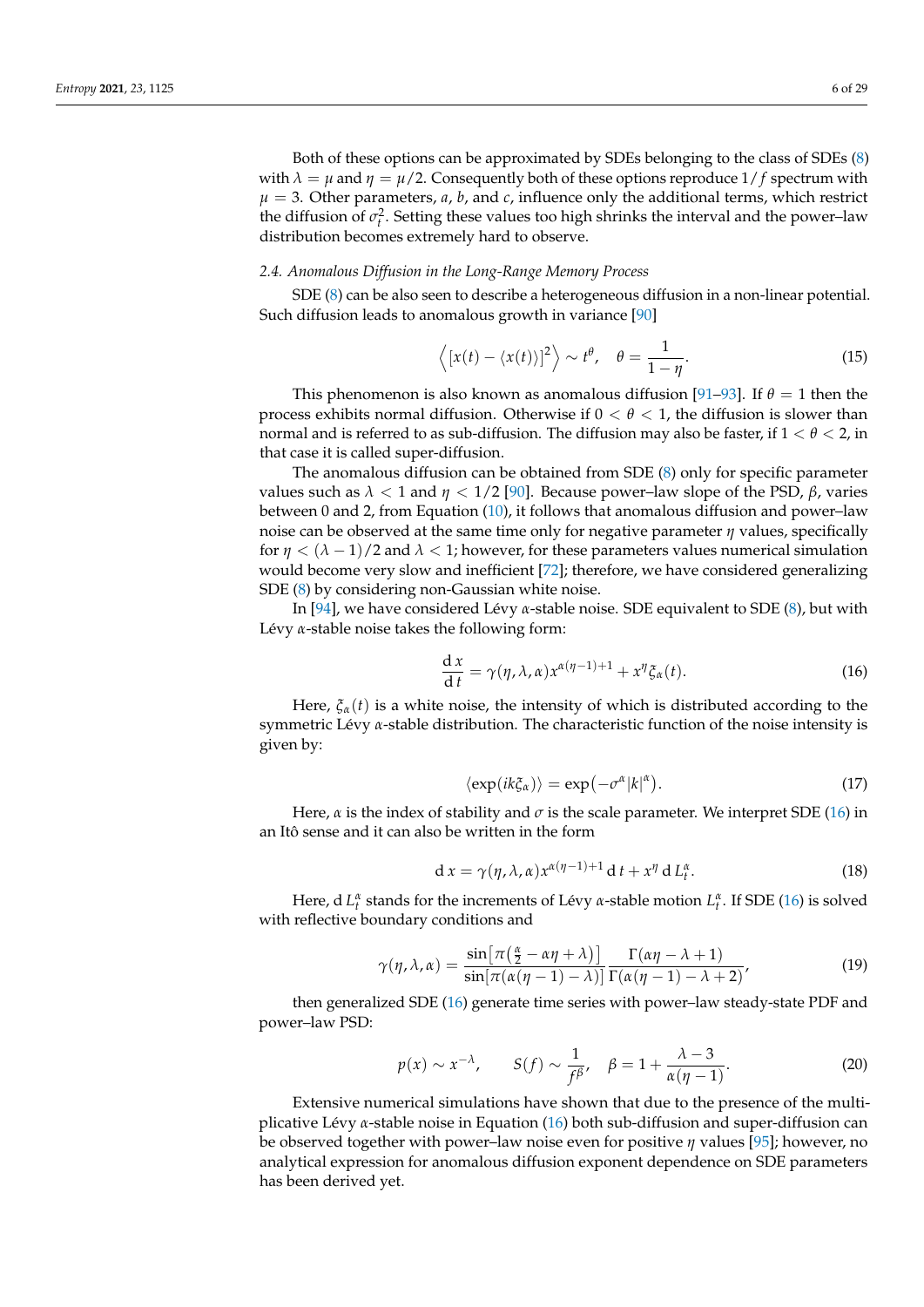Both of these options can be approximated by SDEs belonging to the class of SDEs (8) with $\lambda = \mu$ and $\eta = \mu/2$. Consequently both of these options reproduce $1/f$ spectrum with $\mu = 3$. Other parameters, $a$, $b$, and $c$, influence only the additional terms, which restrict the diffusion of $\sigma_t^2$. Setting these values too high shrinks the interval and the power–law distribution becomes extremely hard to observe.

### *2.4. Anomalous Diffusion in the Long-Range Memory Process*

SDE (8) can be also seen to describe a heterogeneous diffusion in a non-linear potential. Such diffusion leads to anomalous growth in variance [90]

$$\left\langle [x(t) - \langle x(t) \rangle]^2 \right\rangle \sim t^{\theta}, \quad \theta = \frac{1}{1-\eta}. \tag{15}$$

This phenomenon is also known as anomalous diffusion [91–93]. If $\theta = 1$ then the process exhibits normal diffusion. Otherwise if $0 < \theta < 1$, the diffusion is slower than normal and is referred to as sub-diffusion. The diffusion may also be faster, if $1 < \theta < 2$, in that case it is called super-diffusion.

The anomalous diffusion can be obtained from SDE (8) only for specific parameter values such as $\lambda < 1$ and $\eta < 1/2$ [90]. Because power–law slope of the PSD, $\beta$, varies between 0 and 2, from Equation (10), it follows that anomalous diffusion and power–law noise can be observed at the same time only for negative parameter $\eta$ values, specifically for $\eta < (\lambda - 1)/2$ and $\lambda < 1$; however, for these parameters values numerical simulation would become very slow and inefficient [72]; therefore, we have considered generalizing SDE (8) by considering non-Gaussian white noise.

In [94], we have considered Lévy $\alpha$-stable noise. SDE equivalent to SDE (8), but with Lévy $\alpha$-stable noise takes the following form:

$$\frac{\mathrm{d}\,x}{\mathrm{d}\,t} = \gamma(\eta, \lambda, \alpha) x^{\alpha(\eta-1)+1} + x^{\eta} \xi_{\alpha}(t). \tag{16}$$

Here, $\xi_{\alpha}(t)$ is a white noise, the intensity of which is distributed according to the symmetric Lévy $\alpha$-stable distribution. The characteristic function of the noise intensity is given by:

$$\langle \exp(ik\xi_{\alpha}) \rangle = \exp\left(-\sigma^{\alpha} |k|^{\alpha}\right). \tag{17}$$

Here, $\alpha$ is the index of stability and $\sigma$ is the scale parameter. We interpret SDE (16) in an Itô sense and it can also be written in the form

$$\mathrm{d}\,x = \gamma(\eta, \lambda, \alpha) x^{\alpha(\eta-1)+1}\,\mathrm{d}\,t + x^{\eta}\,\mathrm{d}\,L_t^{\alpha}. \tag{18}$$

Here, $\mathrm{d}\,L_t^{\alpha}$ stands for the increments of Lévy $\alpha$-stable motion $L_t^{\alpha}$. If SDE (16) is solved with reflective boundary conditions and

$$\gamma(\eta, \lambda, \alpha) = \frac{\sin\left[\pi\left(\frac{\alpha}{2} - \alpha\eta + \lambda\right)\right]}{\sin[\pi(\alpha(\eta-1) - \lambda)]} \frac{\Gamma(\alpha\eta - \lambda + 1)}{\Gamma(\alpha(\eta-1) - \lambda + 2)}, \tag{19}$$

then generalized SDE (16) generate time series with power–law steady-state PDF and power–law PSD:

$$p(x) \sim x^{-\lambda}, \qquad S(f) \sim \frac{1}{f^{\beta}}, \quad \beta = 1 + \frac{\lambda - 3}{\alpha(\eta - 1)}. \tag{20}$$

Extensive numerical simulations have shown that due to the presence of the multiplicative Lévy $\alpha$-stable noise in Equation (16) both sub-diffusion and super-diffusion can be observed together with power–law noise even for positive $\eta$ values [95]; however, no analytical expression for anomalous diffusion exponent dependence on SDE parameters has been derived yet.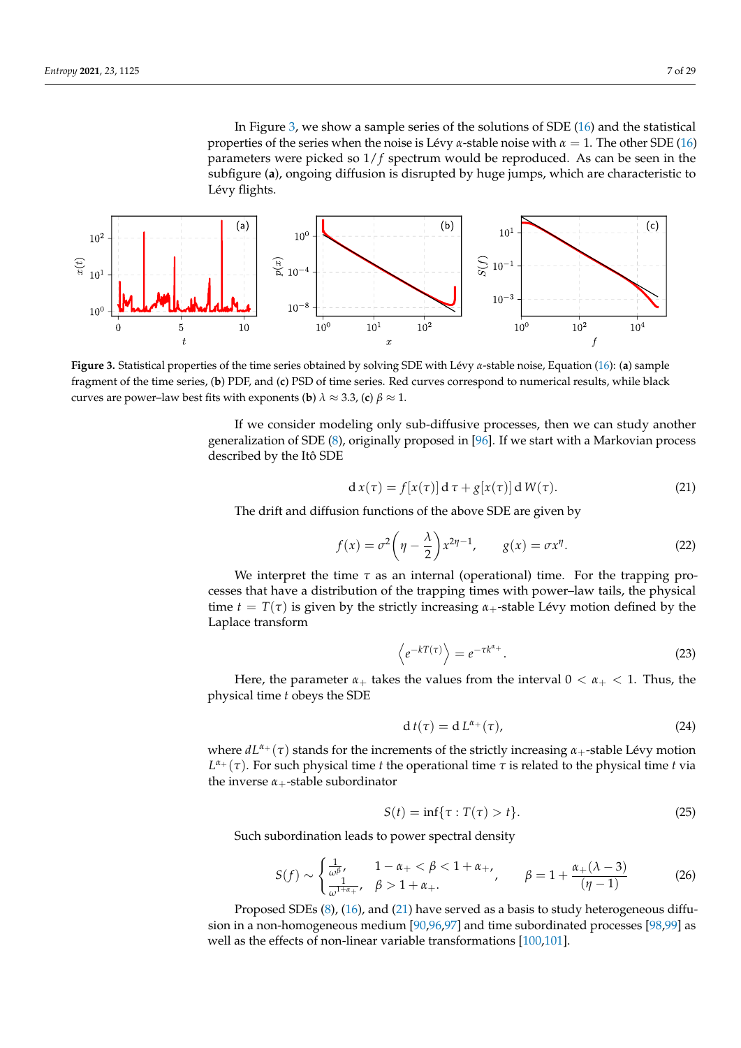In Figure 3, we show a sample series of the solutions of SDE (16) and the statistical properties of the series when the noise is Lévy $\alpha$-stable noise with $\alpha = 1$. The other SDE (16) parameters were picked so $1/f$ spectrum would be reproduced. As can be seen in the subfigure (**a**), ongoing diffusion is disrupted by huge jumps, which are characteristic to Lévy flights.

**Figure 3.** Statistical properties of the time series obtained by solving SDE with Lévy $\alpha$-stable noise, Equation (16): (**a**) sample fragment of the time series, (**b**) PDF, and (**c**) PSD of time series. Red curves correspond to numerical results, while black curves are power–law best fits with exponents (**b**) $\lambda \approx 3.3$, (**c**) $\beta \approx 1$.

If we consider modeling only sub-diffusive processes, then we can study another generalization of SDE (8), originally proposed in [96]. If we start with a Markovian process described by the Itô SDE

$$\mathrm{d}\, x(\tau) = f[x(\tau)]\, \mathrm{d}\, \tau + g[x(\tau)]\, \mathrm{d}\, W(\tau). \tag{21}$$

The drift and diffusion functions of the above SDE are given by

$$f(x) = \sigma^2 \left( \eta - \frac{\lambda}{2} \right) x^{2\eta - 1}, \qquad g(x) = \sigma x^{\eta}. \tag{22}$$

We interpret the time $\tau$ as an internal (operational) time. For the trapping processes that have a distribution of the trapping times with power–law tails, the physical time $t = T(\tau)$ is given by the strictly increasing $\alpha_+$-stable Lévy motion defined by the Laplace transform

$$\left\langle e^{-k T(\tau)} \right\rangle = e^{-\tau k^{\alpha_+}}. \tag{23}$$

Here, the parameter $\alpha_+$ takes the values from the interval $0 < \alpha_+ < 1$. Thus, the physical time $t$ obeys the SDE

$$\mathrm{d}\, t(\tau) = \mathrm{d}\, L^{\alpha_+}(\tau), \tag{24}$$

where $dL^{\alpha_+}(\tau)$ stands for the increments of the strictly increasing $\alpha_+$-stable Lévy motion $L^{\alpha_+}(\tau)$. For such physical time $t$ the operational time $\tau$ is related to the physical time $t$ via the inverse $\alpha_+$-stable subordinator

$$S(t) = \inf\{\tau : T(\tau) > t\}. \tag{25}$$

Such subordination leads to power spectral density

$$S(f) \sim \begin{cases} \frac{1}{\omega^{\beta}}, & 1 - \alpha_+ < \beta < 1 + \alpha_+, \\ \frac{1}{\omega^{1+\alpha_+}}, & \beta > 1 + \alpha_+. \end{cases}, \qquad \beta = 1 + \frac{\alpha_+(\lambda - 3)}{(\eta - 1)} \tag{26}$$

Proposed SDEs (8), (16), and (21) have served as a basis to study heterogeneous diffusion in a non-homogeneous medium [90,96,97] and time subordinated processes [98,99] as well as the effects of non-linear variable transformations [100,101].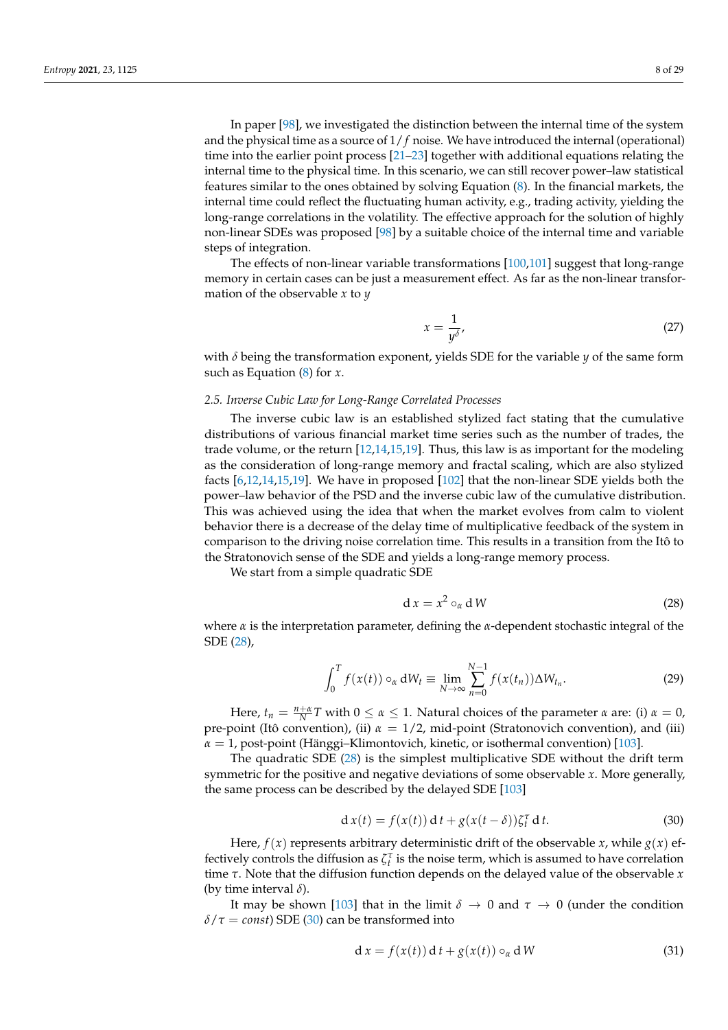In paper [98], we investigated the distinction between the internal time of the system and the physical time as a source of $1/f$ noise. We have introduced the internal (operational) time into the earlier point process [21–23] together with additional equations relating the internal time to the physical time. In this scenario, we can still recover power–law statistical features similar to the ones obtained by solving Equation (8). In the financial markets, the internal time could reflect the fluctuating human activity, e.g., trading activity, yielding the long-range correlations in the volatility. The effective approach for the solution of highly non-linear SDEs was proposed [98] by a suitable choice of the internal time and variable steps of integration.

The effects of non-linear variable transformations [100,101] suggest that long-range memory in certain cases can be just a measurement effect. As far as the non-linear transformation of the observable $x$ to $y$

$$x = \frac{1}{y^{\delta}}, \tag{27}$$

with $\delta$ being the transformation exponent, yields SDE for the variable $y$ of the same form such as Equation (8) for $x$.

### *2.5. Inverse Cubic Law for Long-Range Correlated Processes*

The inverse cubic law is an established stylized fact stating that the cumulative distributions of various financial market time series such as the number of trades, the trade volume, or the return [12,14,15,19]. Thus, this law is as important for the modeling as the consideration of long-range memory and fractal scaling, which are also stylized facts [6,12,14,15,19]. We have in proposed [102] that the non-linear SDE yields both the power–law behavior of the PSD and the inverse cubic law of the cumulative distribution. This was achieved using the idea that when the market evolves from calm to violent behavior there is a decrease of the delay time of multiplicative feedback of the system in comparison to the driving noise correlation time. This results in a transition from the Itô to the Stratonovich sense of the SDE and yields a long-range memory process.

We start from a simple quadratic SDE

$$\mathrm{d}\,x = x^2 \circ_{\alpha} \mathrm{d}\,W \tag{28}$$

where $\alpha$ is the interpretation parameter, defining the $\alpha$-dependent stochastic integral of the SDE (28),

$$\int_0^T f(x(t)) \circ_{\alpha} \mathrm{d}W_t \equiv \lim_{N\to\infty} \sum_{n=0}^{N-1} f(x(t_n))\Delta W_{t_n}. \tag{29}$$

Here, $t_n = \frac{n+\alpha}{N}T$ with $0 \leq \alpha \leq 1$. Natural choices of the parameter $\alpha$ are: (i) $\alpha = 0$, pre-point (Itô convention), (ii) $\alpha = 1/2$, mid-point (Stratonovich convention), and (iii) $\alpha = 1$, post-point (Hänggi–Klimontovich, kinetic, or isothermal convention) [103].

The quadratic SDE (28) is the simplest multiplicative SDE without the drift term symmetric for the positive and negative deviations of some observable $x$. More generally, the same process can be described by the delayed SDE [103]

$$\mathrm{d}\,x(t) = f(x(t))\,\mathrm{d}\,t + g(x(t-\delta))\zeta_t^{\tau}\,\mathrm{d}\,t. \tag{30}$$

Here, $f(x)$ represents arbitrary deterministic drift of the observable $x$, while $g(x)$ effectively controls the diffusion as $\zeta_t^{\tau}$ is the noise term, which is assumed to have correlation time $\tau$. Note that the diffusion function depends on the delayed value of the observable $x$ (by time interval $\delta$).

It may be shown [103] that in the limit $\delta \to 0$ and $\tau \to 0$ (under the condition $\delta/\tau = const$) SDE (30) can be transformed into

$$\mathrm{d}\,x = f(x(t))\,\mathrm{d}\,t + g(x(t)) \circ_{\alpha} \mathrm{d}\,W \tag{31}$$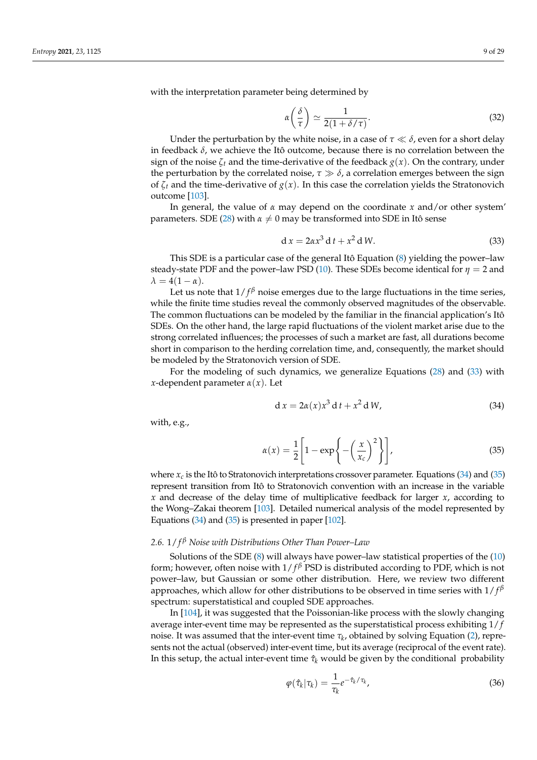with the interpretation parameter being determined by

$$
\alpha\left(\frac{\delta}{\tau}\right) \simeq \frac{1}{2(1+\delta/\tau)}. \tag{32}
$$

Under the perturbation by the white noise, in a case of $\tau \ll \delta$, even for a short delay in feedback $\delta$, we achieve the Itô outcome, because there is no correlation between the sign of the noise $\zeta_t$ and the time-derivative of the feedback $g(x)$. On the contrary, under the perturbation by the correlated noise, $\tau \gg \delta$, a correlation emerges between the sign of $\zeta_t$ and the time-derivative of $g(x)$. In this case the correlation yields the Stratonovich outcome [103].

In general, the value of $\alpha$ may depend on the coordinate $x$ and/or other system' parameters. SDE (28) with $\alpha \neq 0$ may be transformed into SDE in Itô sense

$$
\mathrm{d}\,x = 2\alpha x^3\,\mathrm{d}\,t + x^2\,\mathrm{d}\,W. \tag{33}
$$

This SDE is a particular case of the general Itô Equation (8) yielding the power–law steady-state PDF and the power–law PSD (10). These SDEs become identical for $\eta = 2$ and $\lambda = 4(1-\alpha)$.

Let us note that $1/f^\beta$ noise emerges due to the large fluctuations in the time series, while the finite time studies reveal the commonly observed magnitudes of the observable. The common fluctuations can be modeled by the familiar in the financial application's Itô SDEs. On the other hand, the large rapid fluctuations of the violent market arise due to the strong correlated influences; the processes of such a market are fast, all durations become short in comparison to the herding correlation time, and, consequently, the market should be modeled by the Stratonovich version of SDE.

For the modeling of such dynamics, we generalize Equations (28) and (33) with $x$-dependent parameter $\alpha(x)$. Let

$$
\mathrm{d}\,x = 2\alpha(x)x^3\,\mathrm{d}\,t + x^2\,\mathrm{d}\,W, \tag{34}
$$

with, e.g.,

$$
\alpha(x) = \frac{1}{2}\left[1 - \exp\left\{-\left(\frac{x}{x_c}\right)^2\right\}\right], \tag{35}
$$

where $x_c$ is the Itô to Stratonovich interpretations crossover parameter. Equations (34) and (35) represent transition from Itô to Stratonovich convention with an increase in the variable $x$ and decrease of the delay time of multiplicative feedback for larger $x$, according to the Wong–Zakai theorem [103]. Detailed numerical analysis of the model represented by Equations (34) and (35) is presented in paper [102].

### 2.6. $1/f^\beta$ Noise with Distributions Other Than Power–Law

Solutions of the SDE (8) will always have power–law statistical properties of the (10) form; however, often noise with $1/f^\beta$ PSD is distributed according to PDF, which is not power–law, but Gaussian or some other distribution. Here, we review two different approaches, which allow for other distributions to be observed in time series with $1/f^\beta$ spectrum: superstatistical and coupled SDE approaches.

In [104], it was suggested that the Poissonian-like process with the slowly changing average inter-event time may be represented as the superstatistical process exhibiting $1/f$ noise. It was assumed that the inter-event time $\tau_k$, obtained by solving Equation (2), represents not the actual (observed) inter-event time, but its average (reciprocal of the event rate). In this setup, the actual inter-event time $\hat{\tau}_k$ would be given by the conditional probability

$$
\varphi(\hat{\tau}_k|\tau_k) = \frac{1}{\tau_k} e^{-\hat{\tau}_k/\tau_k}, \tag{36}
$$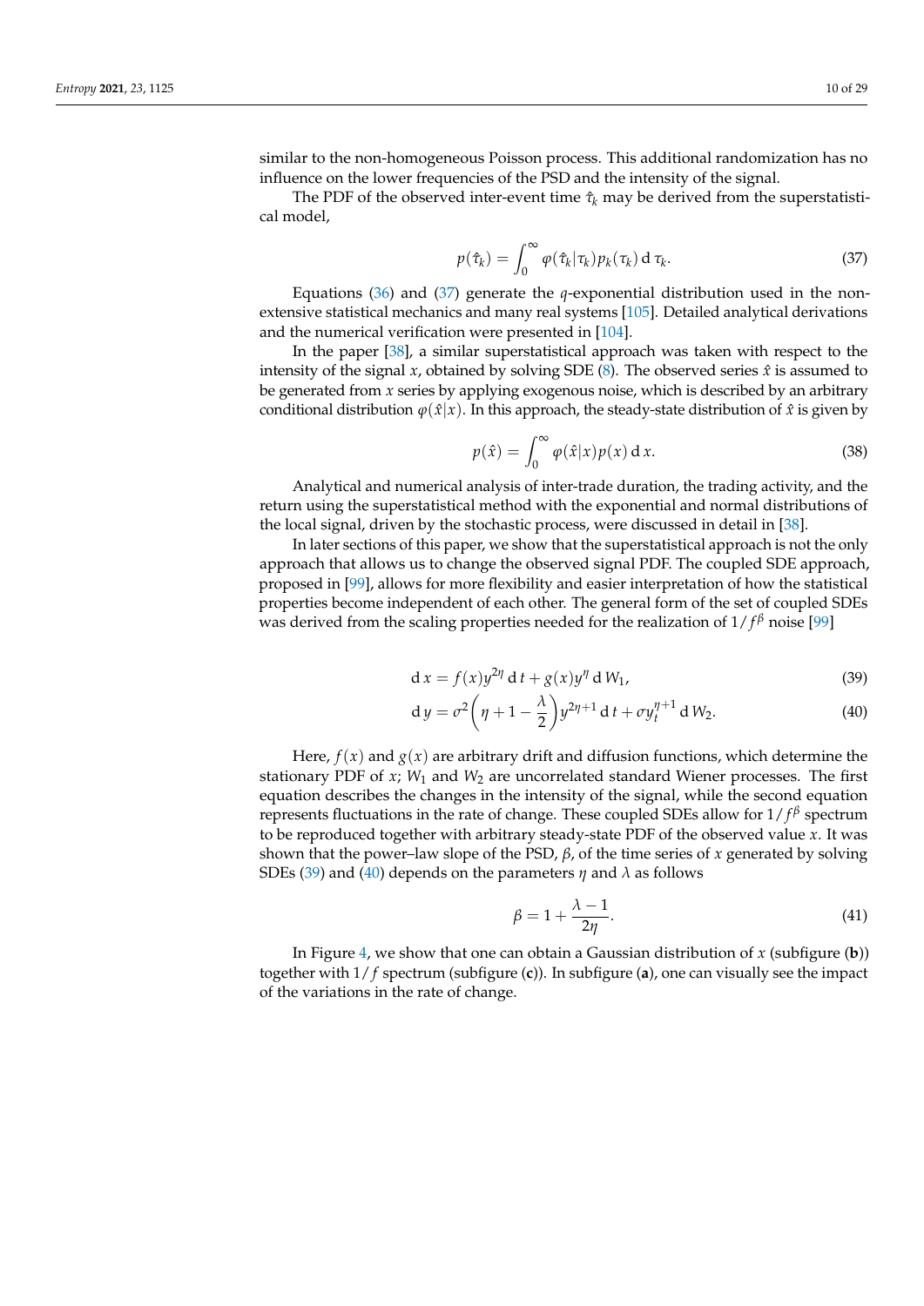similar to the non-homogeneous Poisson process. This additional randomization has no influence on the lower frequencies of the PSD and the intensity of the signal.

The PDF of the observed inter-event time $\hat{\tau}_k$ may be derived from the superstatistical model,

$$p(\hat{\tau}_k) = \int_0^\infty \varphi(\hat{\tau}_k|\tau_k) p_k(\tau_k) \, \mathrm{d}\, \tau_k. \tag{37}$$

Equations (36) and (37) generate the $q$-exponential distribution used in the non-extensive statistical mechanics and many real systems [105]. Detailed analytical derivations and the numerical verification were presented in [104].

In the paper [38], a similar superstatistical approach was taken with respect to the intensity of the signal $x$, obtained by solving SDE (8). The observed series $\hat{x}$ is assumed to be generated from $x$ series by applying exogenous noise, which is described by an arbitrary conditional distribution $\varphi(\hat{x}|x)$. In this approach, the steady-state distribution of $\hat{x}$ is given by

$$p(\hat{x}) = \int_0^\infty \varphi(\hat{x}|x) p(x) \, \mathrm{d}\, x. \tag{38}$$

Analytical and numerical analysis of inter-trade duration, the trading activity, and the return using the superstatistical method with the exponential and normal distributions of the local signal, driven by the stochastic process, were discussed in detail in [38].

In later sections of this paper, we show that the superstatistical approach is not the only approach that allows us to change the observed signal PDF. The coupled SDE approach, proposed in [99], allows for more flexibility and easier interpretation of how the statistical properties become independent of each other. The general form of the set of coupled SDEs was derived from the scaling properties needed for the realization of $1/f^\beta$ noise [99]

$$\mathrm{d}\, x = f(x) y^{2\eta} \, \mathrm{d}\, t + g(x) y^{\eta} \, \mathrm{d}\, W_1, \tag{39}$$

$$\mathrm{d}\, y = \sigma^2 \left( \eta + 1 - \frac{\lambda}{2} \right) y^{2\eta+1} \, \mathrm{d}\, t + \sigma y_t^{\eta+1} \, \mathrm{d}\, W_2. \tag{40}$$

Here, $f(x)$ and $g(x)$ are arbitrary drift and diffusion functions, which determine the stationary PDF of $x$; $W_1$ and $W_2$ are uncorrelated standard Wiener processes. The first equation describes the changes in the intensity of the signal, while the second equation represents fluctuations in the rate of change. These coupled SDEs allow for $1/f^\beta$ spectrum to be reproduced together with arbitrary steady-state PDF of the observed value $x$. It was shown that the power–law slope of the PSD, $\beta$, of the time series of $x$ generated by solving SDEs (39) and (40) depends on the parameters $\eta$ and $\lambda$ as follows

$$\beta = 1 + \frac{\lambda - 1}{2\eta}. \tag{41}$$

In Figure 4, we show that one can obtain a Gaussian distribution of $x$ (subfigure (**b**)) together with $1/f$ spectrum (subfigure (**c**)). In subfigure (**a**), one can visually see the impact of the variations in the rate of change.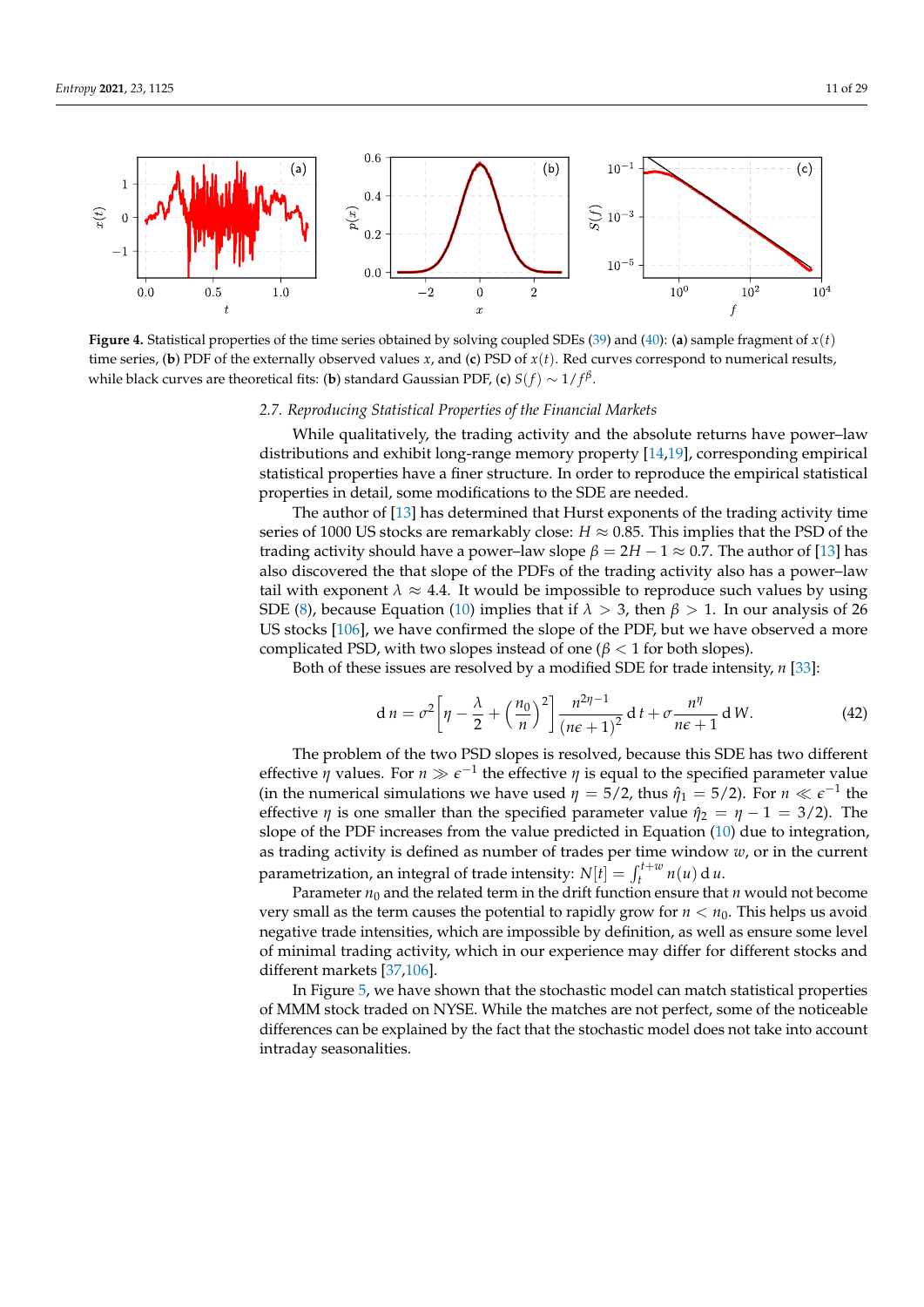**Figure 4.** Statistical properties of the time series obtained by solving coupled SDEs (39) and (40): (**a**) sample fragment of $x(t)$ time series, (**b**) PDF of the externally observed values $x$, and (**c**) PSD of $x(t)$. Red curves correspond to numerical results, while black curves are theoretical fits: (**b**) standard Gaussian PDF, (**c**) $S(f) \sim 1/f^{\beta}$.

### 2.7. Reproducing Statistical Properties of the Financial Markets

While qualitatively, the trading activity and the absolute returns have power–law distributions and exhibit long-range memory property [14,19], corresponding empirical statistical properties have a finer structure. In order to reproduce the empirical statistical properties in detail, some modifications to the SDE are needed.

The author of [13] has determined that Hurst exponents of the trading activity time series of 1000 US stocks are remarkably close: $H \approx 0.85$. This implies that the PSD of the trading activity should have a power–law slope $\beta = 2H - 1 \approx 0.7$. The author of [13] has also discovered the that slope of the PDFs of the trading activity also has a power–law tail with exponent $\lambda \approx 4.4$. It would be impossible to reproduce such values by using SDE (8), because Equation (10) implies that if $\lambda > 3$, then $\beta > 1$. In our analysis of 26 US stocks [106], we have confirmed the slope of the PDF, but we have observed a more complicated PSD, with two slopes instead of one ($\beta < 1$ for both slopes).

Both of these issues are resolved by a modified SDE for trade intensity, $n$ [33]:

$$\mathrm{d}\, n = \sigma^2 \left[ \eta - \frac{\lambda}{2} + \left( \frac{n_0}{n} \right)^2 \right] \frac{n^{2\eta - 1}}{(n\epsilon + 1)^2} \,\mathrm{d}\, t + \sigma \frac{n^{\eta}}{n\epsilon + 1} \,\mathrm{d}\, W. \tag{42}$$

The problem of the two PSD slopes is resolved, because this SDE has two different effective $\eta$ values. For $n \gg \epsilon^{-1}$ the effective $\eta$ is equal to the specified parameter value (in the numerical simulations we have used $\eta = 5/2$, thus $\hat{\eta}_1 = 5/2$). For $n \ll \epsilon^{-1}$ the effective $\eta$ is one smaller than the specified parameter value $\hat{\eta}_2 = \eta - 1 = 3/2$). The slope of the PDF increases from the value predicted in Equation (10) due to integration, as trading activity is defined as number of trades per time window $w$, or in the current parametrization, an integral of trade intensity: $N[t] = \int_t^{t+w} n(u)\,\mathrm{d}\, u$.

Parameter $n_0$ and the related term in the drift function ensure that $n$ would not become very small as the term causes the potential to rapidly grow for $n < n_0$. This helps us avoid negative trade intensities, which are impossible by definition, as well as ensure some level of minimal trading activity, which in our experience may differ for different stocks and different markets [37,106].

In Figure 5, we have shown that the stochastic model can match statistical properties of MMM stock traded on NYSE. While the matches are not perfect, some of the noticeable differences can be explained by the fact that the stochastic model does not take into account intraday seasonalities.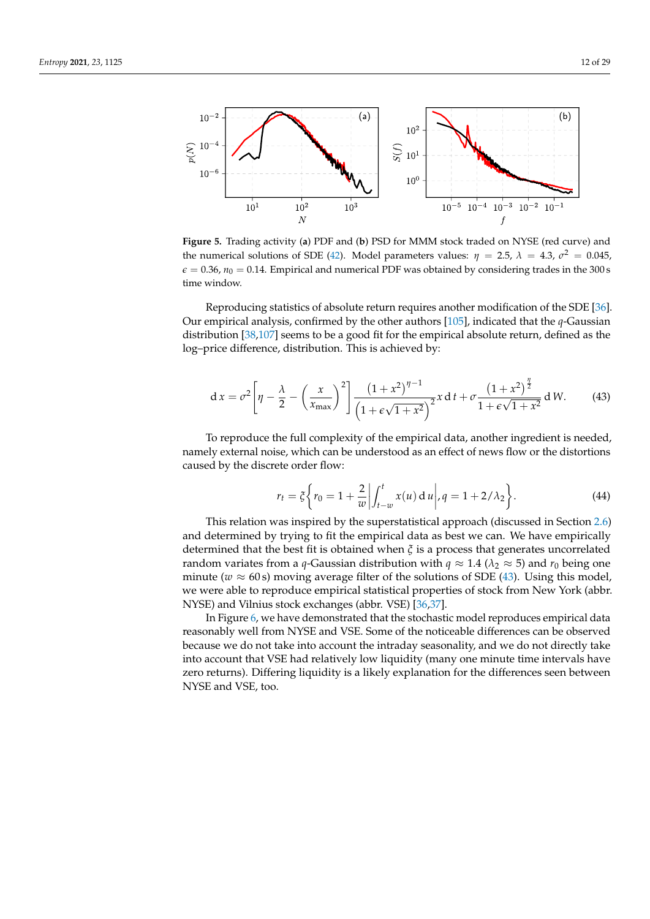**Figure 5.** Trading activity (**a**) PDF and (**b**) PSD for MMM stock traded on NYSE (red curve) and the numerical solutions of SDE (42). Model parameters values: $\eta = 2.5$, $\lambda = 4.3$, $\sigma^2 = 0.045$, $\epsilon = 0.36$, $n_0 = 0.14$. Empirical and numerical PDF was obtained by considering trades in the 300 s time window.

Reproducing statistics of absolute return requires another modification of the SDE [36]. Our empirical analysis, confirmed by the other authors [105], indicated that the $q$-Gaussian distribution [38,107] seems to be a good fit for the empirical absolute return, defined as the log–price difference, distribution. This is achieved by:

$$\mathrm{d}\,x = \sigma^2 \left[ \eta - \frac{\lambda}{2} - \left( \frac{x}{x_{\max}} \right)^2 \right] \frac{(1+x^2)^{\eta-1}}{\left(1+\epsilon\sqrt{1+x^2}\right)^2} x \,\mathrm{d}\,t + \sigma \frac{(1+x^2)^{\frac{\eta}{2}}}{1+\epsilon\sqrt{1+x^2}} \,\mathrm{d}\,W. \tag{43}$$

To reproduce the full complexity of the empirical data, another ingredient is needed, namely external noise, which can be understood as an effect of news flow or the distortions caused by the discrete order flow:

$$r_t = \xi \left\{ r_0 = 1 + \frac{2}{w} \left| \int_{t-w}^{t} x(u) \,\mathrm{d}\,u \right|, q = 1 + 2/\lambda_2 \right\}. \tag{44}$$

This relation was inspired by the superstatistical approach (discussed in Section 2.6) and determined by trying to fit the empirical data as best we can. We have empirically determined that the best fit is obtained when $\xi$ is a process that generates uncorrelated random variates from a $q$-Gaussian distribution with $q \approx 1.4$ ($\lambda_2 \approx 5$) and $r_0$ being one minute ($w \approx 60$ s) moving average filter of the solutions of SDE (43). Using this model, we were able to reproduce empirical statistical properties of stock from New York (abbr. NYSE) and Vilnius stock exchanges (abbr. VSE) [36,37].

In Figure 6, we have demonstrated that the stochastic model reproduces empirical data reasonably well from NYSE and VSE. Some of the noticeable differences can be observed because we do not take into account the intraday seasonality, and we do not directly take into account that VSE had relatively low liquidity (many one minute time intervals have zero returns). Differing liquidity is a likely explanation for the differences seen between NYSE and VSE, too.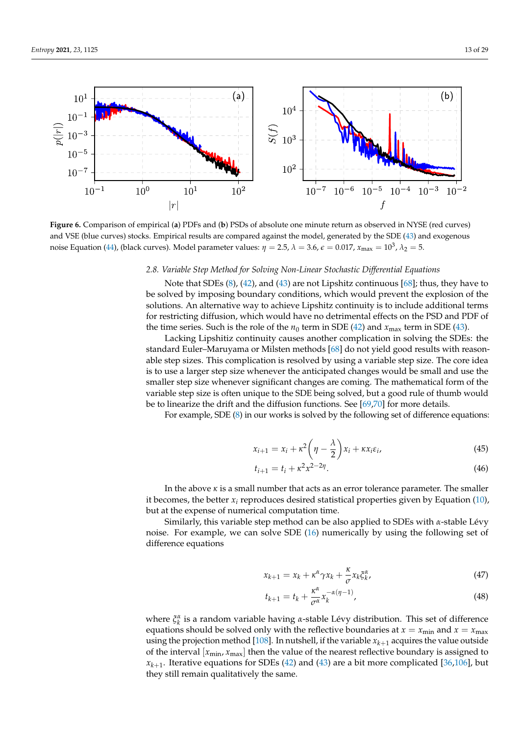**Figure 6.** Comparison of empirical (**a**) PDFs and (**b**) PSDs of absolute one minute return as observed in NYSE (red curves) and VSE (blue curves) stocks. Empirical results are compared against the model, generated by the SDE (43) and exogenous noise Equation (44), (black curves). Model parameter values: $\eta = 2.5$, $\lambda = 3.6$, $\epsilon = 0.017$, $x_{\max} = 10^3$, $\lambda_2 = 5$.

### 2.8. Variable Step Method for Solving Non-Linear Stochastic Differential Equations

Note that SDEs (8), (42), and (43) are not Lipshitz continuous [68]; thus, they have to be solved by imposing boundary conditions, which would prevent the explosion of the solutions. An alternative way to achieve Lipshitz continuity is to include additional terms for restricting diffusion, which would have no detrimental effects on the PSD and PDF of the time series. Such is the role of the $n_0$ term in SDE (42) and $x_{\max}$ term in SDE (43).

Lacking Lipshitiz continuity causes another complication in solving the SDEs: the standard Euler–Maruyama or Milsten methods [68] do not yield good results with reasonable step sizes. This complication is resolved by using a variable step size. The core idea is to use a larger step size whenever the anticipated changes would be small and use the smaller step size whenever significant changes are coming. The mathematical form of the variable step size is often unique to the SDE being solved, but a good rule of thumb would be to linearize the drift and the diffusion functions. See [69,70] for more details.

For example, SDE (8) in our works is solved by the following set of difference equations:

$$x_{i+1} = x_i + \kappa^2 \left( \eta - \frac{\lambda}{2} \right) x_i + \kappa x_i \varepsilon_i, \tag{45}$$

$$t_{i+1} = t_i + \kappa^2 x^{2-2\eta}. \tag{46}$$

In the above $\kappa$ is a small number that acts as an error tolerance parameter. The smaller it becomes, the better $x_i$ reproduces desired statistical properties given by Equation (10), but at the expense of numerical computation time.

Similarly, this variable step method can be also applied to SDEs with $\alpha$-stable Lévy noise. For example, we can solve SDE (16) numerically by using the following set of difference equations

$$x_{k+1} = x_k + \kappa^\alpha \gamma x_k + \frac{\kappa}{\sigma} x_k \xi_k^\alpha, \tag{47}$$

$$t_{k+1} = t_k + \frac{\kappa^\alpha}{\sigma^\alpha} x_k^{-\alpha(\eta-1)}, \tag{48}$$

where $\xi_k^\alpha$ is a random variable having $\alpha$-stable Lévy distribution. This set of difference equations should be solved only with the reflective boundaries at $x = x_{\min}$ and $x = x_{\max}$ using the projection method [108]. In nutshell, if the variable $x_{k+1}$ acquires the value outside of the interval $[x_{\min}, x_{\max}]$ then the value of the nearest reflective boundary is assigned to $x_{k+1}$. Iterative equations for SDEs (42) and (43) are a bit more complicated [36,106], but they still remain qualitatively the same.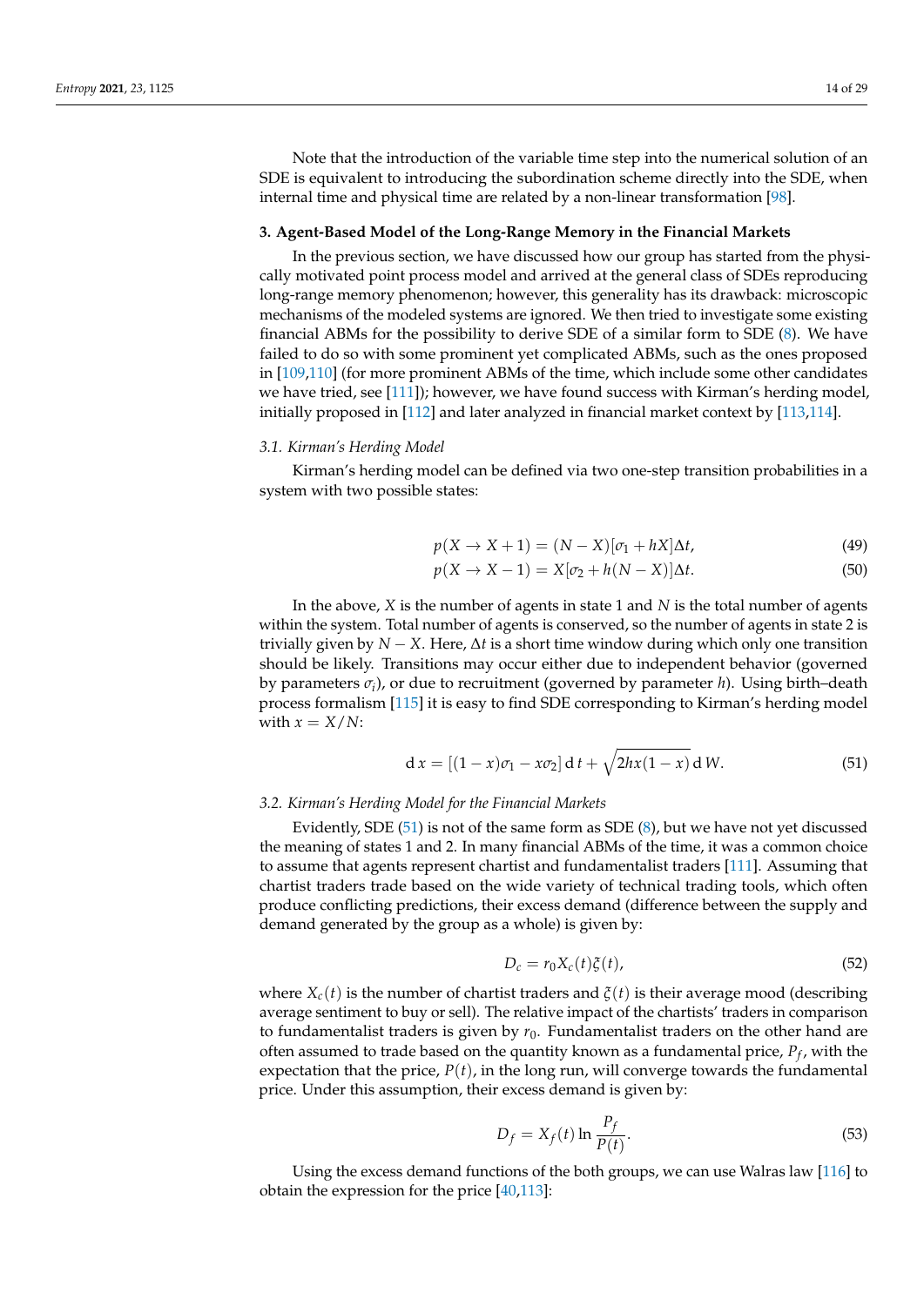Note that the introduction of the variable time step into the numerical solution of an SDE is equivalent to introducing the subordination scheme directly into the SDE, when internal time and physical time are related by a non-linear transformation [98].

## 3. Agent-Based Model of the Long-Range Memory in the Financial Markets

In the previous section, we have discussed how our group has started from the physically motivated point process model and arrived at the general class of SDEs reproducing long-range memory phenomenon; however, this generality has its drawback: microscopic mechanisms of the modeled systems are ignored. We then tried to investigate some existing financial ABMs for the possibility to derive SDE of a similar form to SDE (8). We have failed to do so with some prominent yet complicated ABMs, such as the ones proposed in [109,110] (for more prominent ABMs of the time, which include some other candidates we have tried, see [111]); however, we have found success with Kirman's herding model, initially proposed in [112] and later analyzed in financial market context by [113,114].

### *3.1. Kirman's Herding Model*

Kirman's herding model can be defined via two one-step transition probabilities in a system with two possible states:

$$p(X \to X+1) = (N-X)[\sigma_1 + hX]\Delta t, \tag{49}$$

$$p(X \to X-1) = X[\sigma_2 + h(N-X)]\Delta t. \tag{50}$$

In the above, $X$ is the number of agents in state 1 and $N$ is the total number of agents within the system. Total number of agents is conserved, so the number of agents in state 2 is trivially given by $N - X$. Here, $\Delta t$ is a short time window during which only one transition should be likely. Transitions may occur either due to independent behavior (governed by parameters $\sigma_i$), or due to recruitment (governed by parameter $h$). Using birth–death process formalism [115] it is easy to find SDE corresponding to Kirman's herding model with $x = X/N$:

$$\mathrm{d}\,x = [(1-x)\sigma_1 - x\sigma_2]\,\mathrm{d}\,t + \sqrt{2hx(1-x)}\,\mathrm{d}\,W. \tag{51}$$

### *3.2. Kirman's Herding Model for the Financial Markets*

Evidently, SDE (51) is not of the same form as SDE (8), but we have not yet discussed the meaning of states 1 and 2. In many financial ABMs of the time, it was a common choice to assume that agents represent chartist and fundamentalist traders [111]. Assuming that chartist traders trade based on the wide variety of technical trading tools, which often produce conflicting predictions, their excess demand (difference between the supply and demand generated by the group as a whole) is given by:

$$D_c = r_0 X_c(t)\xi(t), \tag{52}$$

where $X_c(t)$ is the number of chartist traders and $\xi(t)$ is their average mood (describing average sentiment to buy or sell). The relative impact of the chartists' traders in comparison to fundamentalist traders is given by $r_0$. Fundamentalist traders on the other hand are often assumed to trade based on the quantity known as a fundamental price, $P_f$, with the expectation that the price, $P(t)$, in the long run, will converge towards the fundamental price. Under this assumption, their excess demand is given by:

$$D_f = X_f(t)\ln\frac{P_f}{P(t)}. \tag{53}$$

Using the excess demand functions of the both groups, we can use Walras law [116] to obtain the expression for the price [40,113]: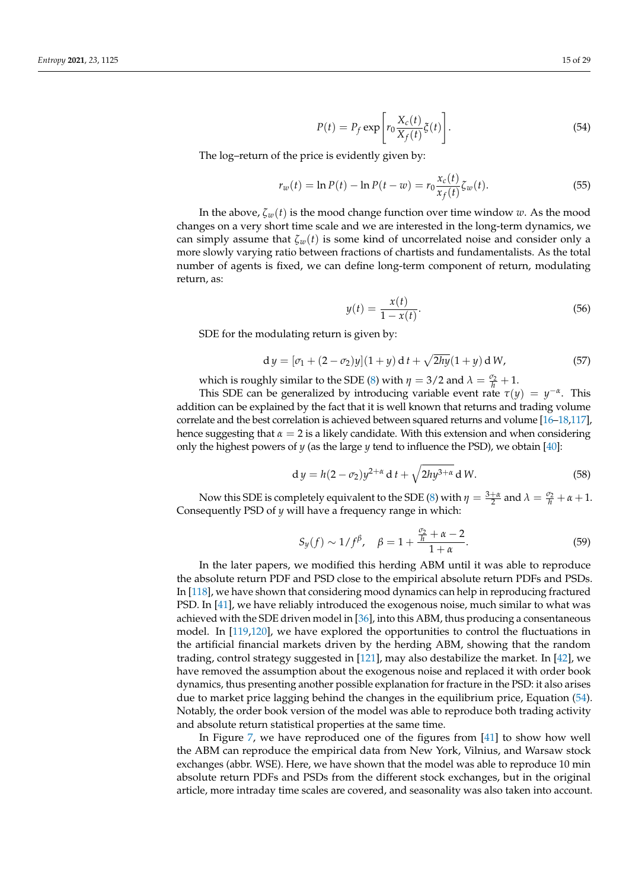$$P(t) = P_f \exp\left[ r_0 \frac{X_c(t)}{X_f(t)} \xi(t) \right]. \tag{54}$$

The log–return of the price is evidently given by:

$$r_w(t) = \ln P(t) - \ln P(t-w) = r_0 \frac{x_c(t)}{x_f(t)} \zeta_w(t). \tag{55}$$

In the above, $\zeta_w(t)$ is the mood change function over time window $w$. As the mood changes on a very short time scale and we are interested in the long-term dynamics, we can simply assume that $\zeta_w(t)$ is some kind of uncorrelated noise and consider only a more slowly varying ratio between fractions of chartists and fundamentalists. As the total number of agents is fixed, we can define long-term component of return, modulating return, as:

$$y(t) = \frac{x(t)}{1 - x(t)}. \tag{56}$$

SDE for the modulating return is given by:

$$\mathrm{d}\, y = [\sigma_1 + (2 - \sigma_2) y](1 + y)\, \mathrm{d}\, t + \sqrt{2hy}(1 + y)\, \mathrm{d}\, W, \tag{57}$$

which is roughly similar to the SDE (8) with $\eta = 3/2$ and $\lambda = \frac{\sigma_2}{h} + 1$.

This SDE can be generalized by introducing variable event rate $\tau(y) = y^{-\alpha}$. This addition can be explained by the fact that it is well known that returns and trading volume correlate and the best correlation is achieved between squared returns and volume [16–18,117], hence suggesting that $\alpha = 2$ is a likely candidate. With this extension and when considering only the highest powers of $y$ (as the large $y$ tend to influence the PSD), we obtain [40]:

$$\mathrm{d}\, y = h(2 - \sigma_2) y^{2+\alpha}\, \mathrm{d}\, t + \sqrt{2hy^{3+\alpha}}\, \mathrm{d}\, W. \tag{58}$$

Now this SDE is completely equivalent to the SDE (8) with $\eta = \frac{3+\alpha}{2}$ and $\lambda = \frac{\sigma_2}{h} + \alpha + 1$. Consequently PSD of $y$ will have a frequency range in which:

$$S_y(f) \sim 1/f^\beta, \quad \beta = 1 + \frac{\frac{\sigma_2}{h} + \alpha - 2}{1 + \alpha}. \tag{59}$$

In the later papers, we modified this herding ABM until it was able to reproduce the absolute return PDF and PSD close to the empirical absolute return PDFs and PSDs. In [118], we have shown that considering mood dynamics can help in reproducing fractured PSD. In [41], we have reliably introduced the exogenous noise, much similar to what was achieved with the SDE driven model in [36], into this ABM, thus producing a consentaneous model. In [119,120], we have explored the opportunities to control the fluctuations in the artificial financial markets driven by the herding ABM, showing that the random trading, control strategy suggested in [121], may also destabilize the market. In [42], we have removed the assumption about the exogenous noise and replaced it with order book dynamics, thus presenting another possible explanation for fracture in the PSD: it also arises due to market price lagging behind the changes in the equilibrium price, Equation (54). Notably, the order book version of the model was able to reproduce both trading activity and absolute return statistical properties at the same time.

In Figure 7, we have reproduced one of the figures from [41] to show how well the ABM can reproduce the empirical data from New York, Vilnius, and Warsaw stock exchanges (abbr. WSE). Here, we have shown that the model was able to reproduce 10 min absolute return PDFs and PSDs from the different stock exchanges, but in the original article, more intraday time scales are covered, and seasonality was also taken into account.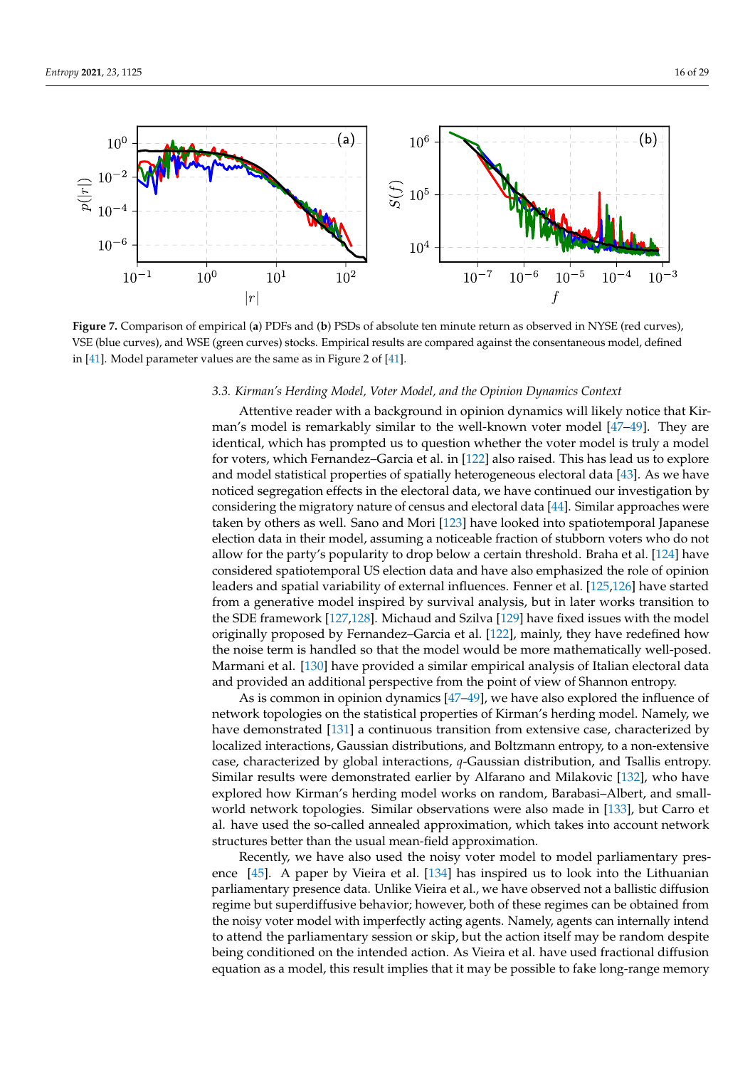**Figure 7.** Comparison of empirical (**a**) PDFs and (**b**) PSDs of absolute ten minute return as observed in NYSE (red curves), VSE (blue curves), and WSE (green curves) stocks. Empirical results are compared against the consentaneous model, defined in [41]. Model parameter values are the same as in Figure 2 of [41].

### 3.3. Kirman's Herding Model, Voter Model, and the Opinion Dynamics Context

Attentive reader with a background in opinion dynamics will likely notice that Kirman's model is remarkably similar to the well-known voter model [47–49]. They are identical, which has prompted us to question whether the voter model is truly a model for voters, which Fernandez–Garcia et al. in [122] also raised. This has lead us to explore and model statistical properties of spatially heterogeneous electoral data [43]. As we have noticed segregation effects in the electoral data, we have continued our investigation by considering the migratory nature of census and electoral data [44]. Similar approaches were taken by others as well. Sano and Mori [123] have looked into spatiotemporal Japanese election data in their model, assuming a noticeable fraction of stubborn voters who do not allow for the party's popularity to drop below a certain threshold. Braha et al. [124] have considered spatiotemporal US election data and have also emphasized the role of opinion leaders and spatial variability of external influences. Fenner et al. [125,126] have started from a generative model inspired by survival analysis, but in later works transition to the SDE framework [127,128]. Michaud and Szilva [129] have fixed issues with the model originally proposed by Fernandez–Garcia et al. [122], mainly, they have redefined how the noise term is handled so that the model would be more mathematically well-posed. Marmani et al. [130] have provided a similar empirical analysis of Italian electoral data and provided an additional perspective from the point of view of Shannon entropy.

As is common in opinion dynamics [47–49], we have also explored the influence of network topologies on the statistical properties of Kirman's herding model. Namely, we have demonstrated [131] a continuous transition from extensive case, characterized by localized interactions, Gaussian distributions, and Boltzmann entropy, to a non-extensive case, characterized by global interactions, $q$-Gaussian distribution, and Tsallis entropy. Similar results were demonstrated earlier by Alfarano and Milakovic [132], who have explored how Kirman's herding model works on random, Barabasi–Albert, and small-world network topologies. Similar observations were also made in [133], but Carro et al. have used the so-called annealed approximation, which takes into account network structures better than the usual mean-field approximation.

Recently, we have also used the noisy voter model to model parliamentary presence [45]. A paper by Vieira et al. [134] has inspired us to look into the Lithuanian parliamentary presence data. Unlike Vieira et al., we have observed not a ballistic diffusion regime but superdiffusive behavior; however, both of these regimes can be obtained from the noisy voter model with imperfectly acting agents. Namely, agents can internally intend to attend the parliamentary session or skip, but the action itself may be random despite being conditioned on the intended action. As Vieira et al. have used fractional diffusion equation as a model, this result implies that it may be possible to fake long-range memory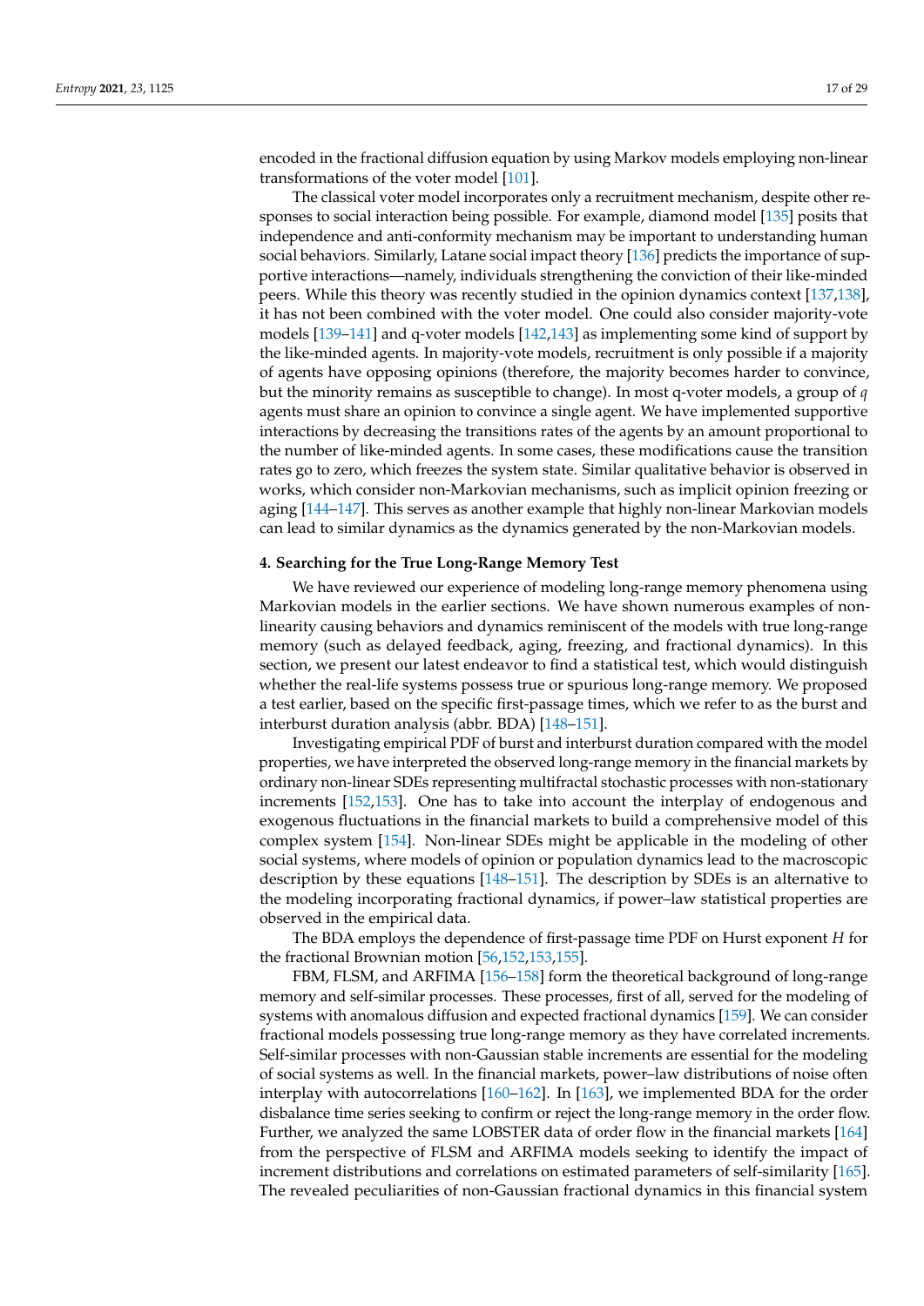encoded in the fractional diffusion equation by using Markov models employing non-linear transformations of the voter model [101].

The classical voter model incorporates only a recruitment mechanism, despite other responses to social interaction being possible. For example, diamond model [135] posits that independence and anti-conformity mechanism may be important to understanding human social behaviors. Similarly, Latane social impact theory [136] predicts the importance of supportive interactions—namely, individuals strengthening the conviction of their like-minded peers. While this theory was recently studied in the opinion dynamics context [137,138], it has not been combined with the voter model. One could also consider majority-vote models [139–141] and q-voter models [142,143] as implementing some kind of support by the like-minded agents. In majority-vote models, recruitment is only possible if a majority of agents have opposing opinions (therefore, the majority becomes harder to convince, but the minority remains as susceptible to change). In most q-voter models, a group of $q$ agents must share an opinion to convince a single agent. We have implemented supportive interactions by decreasing the transitions rates of the agents by an amount proportional to the number of like-minded agents. In some cases, these modifications cause the transition rates go to zero, which freezes the system state. Similar qualitative behavior is observed in works, which consider non-Markovian mechanisms, such as implicit opinion freezing or aging [144–147]. This serves as another example that highly non-linear Markovian models can lead to similar dynamics as the dynamics generated by the non-Markovian models.

## 4. Searching for the True Long-Range Memory Test

We have reviewed our experience of modeling long-range memory phenomena using Markovian models in the earlier sections. We have shown numerous examples of non-linearity causing behaviors and dynamics reminiscent of the models with true long-range memory (such as delayed feedback, aging, freezing, and fractional dynamics). In this section, we present our latest endeavor to find a statistical test, which would distinguish whether the real-life systems possess true or spurious long-range memory. We proposed a test earlier, based on the specific first-passage times, which we refer to as the burst and interburst duration analysis (abbr. BDA) [148–151].

Investigating empirical PDF of burst and interburst duration compared with the model properties, we have interpreted the observed long-range memory in the financial markets by ordinary non-linear SDEs representing multifractal stochastic processes with non-stationary increments [152,153]. One has to take into account the interplay of endogenous and exogenous fluctuations in the financial markets to build a comprehensive model of this complex system [154]. Non-linear SDEs might be applicable in the modeling of other social systems, where models of opinion or population dynamics lead to the macroscopic description by these equations [148–151]. The description by SDEs is an alternative to the modeling incorporating fractional dynamics, if power–law statistical properties are observed in the empirical data.

The BDA employs the dependence of first-passage time PDF on Hurst exponent $H$ for the fractional Brownian motion [56,152,153,155].

FBM, FLSM, and ARFIMA [156–158] form the theoretical background of long-range memory and self-similar processes. These processes, first of all, served for the modeling of systems with anomalous diffusion and expected fractional dynamics [159]. We can consider fractional models possessing true long-range memory as they have correlated increments. Self-similar processes with non-Gaussian stable increments are essential for the modeling of social systems as well. In the financial markets, power–law distributions of noise often interplay with autocorrelations [160–162]. In [163], we implemented BDA for the order disbalance time series seeking to confirm or reject the long-range memory in the order flow. Further, we analyzed the same LOBSTER data of order flow in the financial markets [164] from the perspective of FLSM and ARFIMA models seeking to identify the impact of increment distributions and correlations on estimated parameters of self-similarity [165]. The revealed peculiarities of non-Gaussian fractional dynamics in this financial system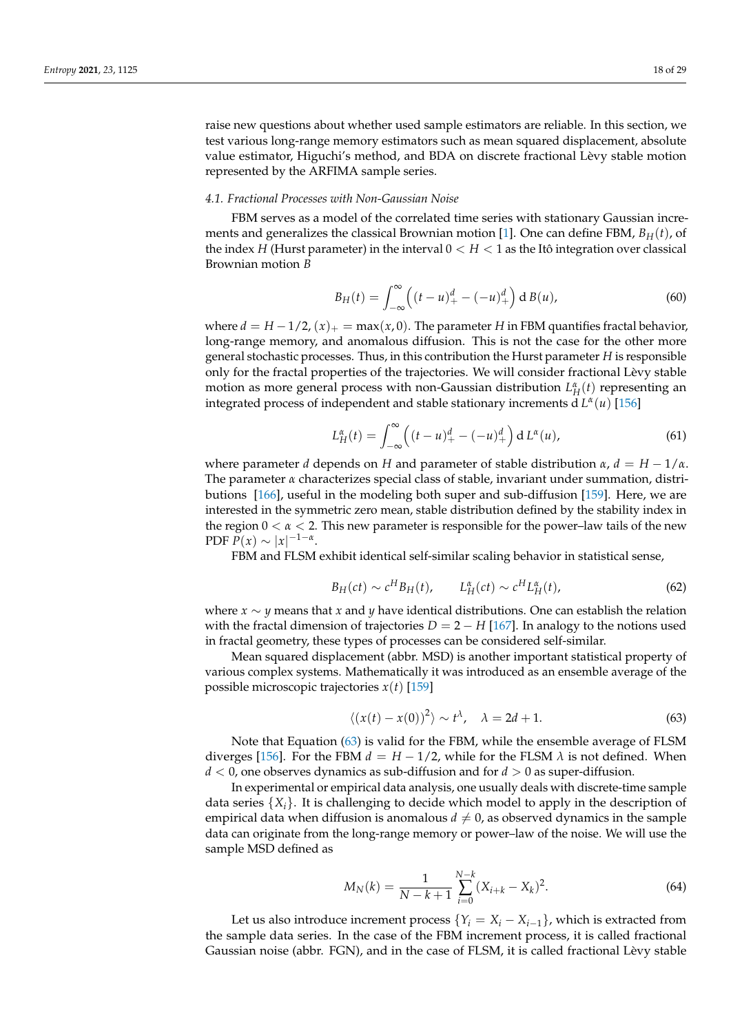raise new questions about whether used sample estimators are reliable. In this section, we test various long-range memory estimators such as mean squared displacement, absolute value estimator, Higuchi's method, and BDA on discrete fractional Lèvy stable motion represented by the ARFIMA sample series.

### 4.1. Fractional Processes with Non-Gaussian Noise

FBM serves as a model of the correlated time series with stationary Gaussian increments and generalizes the classical Brownian motion [1]. One can define FBM, $B_H(t)$, of the index $H$ (Hurst parameter) in the interval $0 < H < 1$ as the Itô integration over classical Brownian motion $B$

$$B_H(t) = \int_{-\infty}^{\infty} \left( (t-u)_+^d - (-u)_+^d \right) \mathrm{d}\, B(u), \tag{60}$$

where $d = H - 1/2$, $(x)_+ = \max(x, 0)$. The parameter $H$ in FBM quantifies fractal behavior, long-range memory, and anomalous diffusion. This is not the case for the other more general stochastic processes. Thus, in this contribution the Hurst parameter $H$ is responsible only for the fractal properties of the trajectories. We will consider fractional Lèvy stable motion as more general process with non-Gaussian distribution $L_H^\alpha(t)$ representing an integrated process of independent and stable stationary increments $\mathrm{d}\, L^\alpha(u)$ [156]

$$L_H^\alpha(t) = \int_{-\infty}^{\infty} \left( (t-u)_+^d - (-u)_+^d \right) \mathrm{d}\, L^\alpha(u), \tag{61}$$

where parameter $d$ depends on $H$ and parameter of stable distribution $\alpha$, $d = H - 1/\alpha$. The parameter $\alpha$ characterizes special class of stable, invariant under summation, distributions [166], useful in the modeling both super and sub-diffusion [159]. Here, we are interested in the symmetric zero mean, stable distribution defined by the stability index in the region $0 < \alpha < 2$. This new parameter is responsible for the power–law tails of the new PDF $P(x) \sim |x|^{-1-\alpha}$.

FBM and FLSM exhibit identical self-similar scaling behavior in statistical sense,

$$B_H(ct) \sim c^H B_H(t), \qquad L_H^\alpha(ct) \sim c^H L_H^\alpha(t), \tag{62}$$

where $x \sim y$ means that $x$ and $y$ have identical distributions. One can establish the relation with the fractal dimension of trajectories $D = 2 - H$ [167]. In analogy to the notions used in fractal geometry, these types of processes can be considered self-similar.

Mean squared displacement (abbr. MSD) is another important statistical property of various complex systems. Mathematically it was introduced as an ensemble average of the possible microscopic trajectories $x(t)$ [159]

$$\langle (x(t) - x(0))^2 \rangle \sim t^\lambda, \quad \lambda = 2d + 1. \tag{63}$$

Note that Equation (63) is valid for the FBM, while the ensemble average of FLSM diverges [156]. For the FBM $d = H - 1/2$, while for the FLSM $\lambda$ is not defined. When $d < 0$, one observes dynamics as sub-diffusion and for $d > 0$ as super-diffusion.

In experimental or empirical data analysis, one usually deals with discrete-time sample data series $\{X_i\}$. It is challenging to decide which model to apply in the description of empirical data when diffusion is anomalous $d \neq 0$, as observed dynamics in the sample data can originate from the long-range memory or power–law of the noise. We will use the sample MSD defined as

$$M_N(k) = \frac{1}{N-k+1} \sum_{i=0}^{N-k} (X_{i+k} - X_k)^2. \tag{64}$$

Let us also introduce increment process $\{Y_i = X_i - X_{i-1}\}$, which is extracted from the sample data series. In the case of the FBM increment process, it is called fractional Gaussian noise (abbr. FGN), and in the case of FLSM, it is called fractional Lèvy stable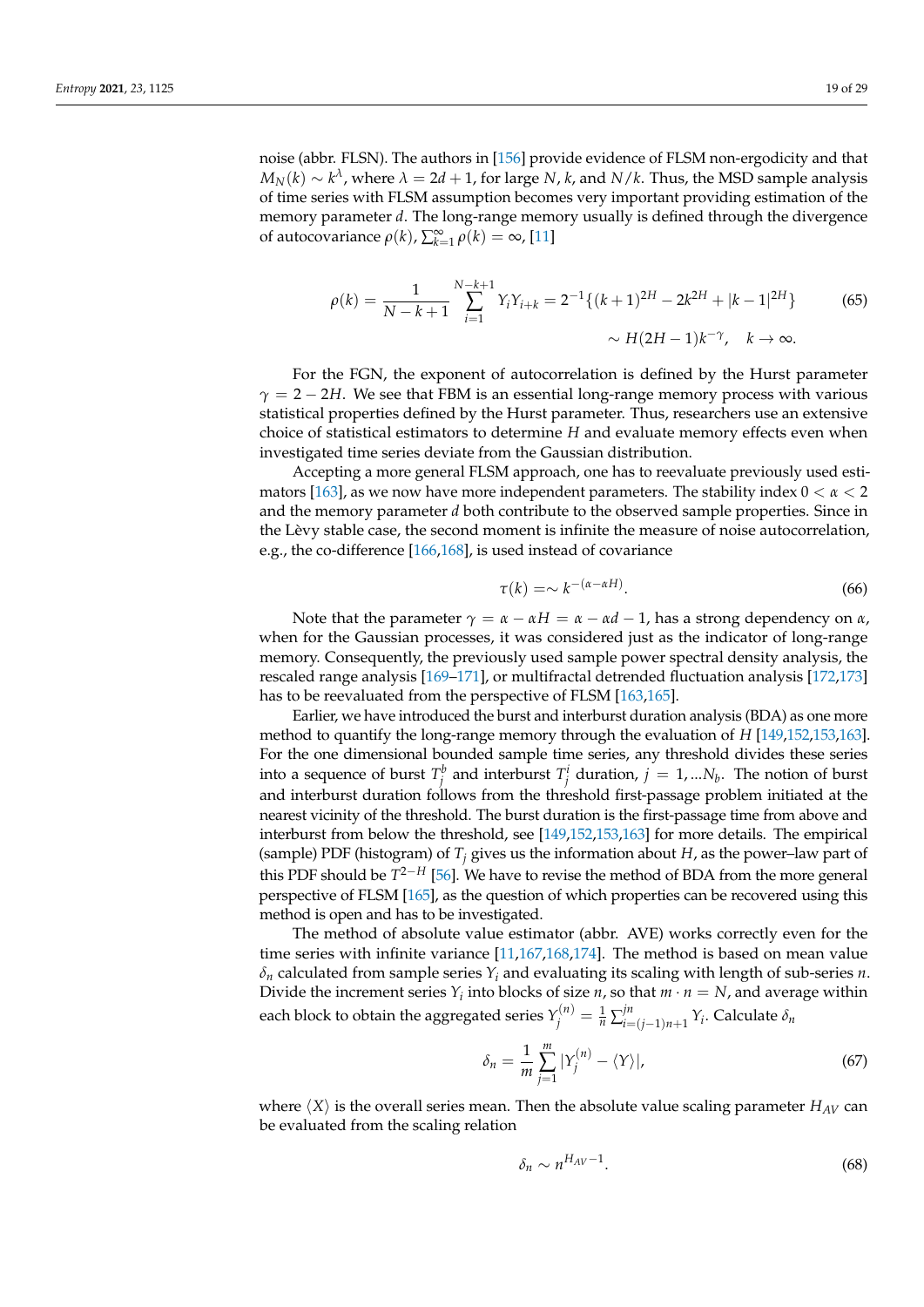noise (abbr. FLSN). The authors in [156] provide evidence of FLSM non-ergodicity and that $M_N(k) \sim k^\lambda$, where $\lambda = 2d + 1$, for large $N$, $k$, and $N/k$. Thus, the MSD sample analysis of time series with FLSM assumption becomes very important providing estimation of the memory parameter $d$. The long-range memory usually is defined through the divergence of autocovariance $\rho(k)$, $\sum_{k=1}^{\infty} \rho(k) = \infty$, [11]

$$\rho(k) = \frac{1}{N-k+1} \sum_{i=1}^{N-k+1} Y_i Y_{i+k} = 2^{-1}\{(k+1)^{2H} - 2k^{2H} + |k-1|^{2H}\} \qquad (65)$$
$$\sim H(2H-1)k^{-\gamma}, \quad k \to \infty.$$

For the FGN, the exponent of autocorrelation is defined by the Hurst parameter $\gamma = 2 - 2H$. We see that FBM is an essential long-range memory process with various statistical properties defined by the Hurst parameter. Thus, researchers use an extensive choice of statistical estimators to determine $H$ and evaluate memory effects even when investigated time series deviate from the Gaussian distribution.

Accepting a more general FLSM approach, one has to reevaluate previously used estimators [163], as we now have more independent parameters. The stability index $0 < \alpha < 2$ and the memory parameter $d$ both contribute to the observed sample properties. Since in the Lèvy stable case, the second moment is infinite the measure of noise autocorrelation, e.g., the co-difference [166,168], is used instead of covariance

$$\tau(k) =\sim k^{-(\alpha - \alpha H)}. \qquad (66)$$

Note that the parameter $\gamma = \alpha - \alpha H = \alpha - \alpha d - 1$, has a strong dependency on $\alpha$, when for the Gaussian processes, it was considered just as the indicator of long-range memory. Consequently, the previously used sample power spectral density analysis, the rescaled range analysis [169–171], or multifractal detrended fluctuation analysis [172,173] has to be reevaluated from the perspective of FLSM [163,165].

Earlier, we have introduced the burst and interburst duration analysis (BDA) as one more method to quantify the long-range memory through the evaluation of $H$ [149,152,153,163]. For the one dimensional bounded sample time series, any threshold divides these series into a sequence of burst $T_j^b$ and interburst $T_j^i$ duration, $j = 1, ...N_b$. The notion of burst and interburst duration follows from the threshold first-passage problem initiated at the nearest vicinity of the threshold. The burst duration is the first-passage time from above and interburst from below the threshold, see [149,152,153,163] for more details. The empirical (sample) PDF (histogram) of $T_j$ gives us the information about $H$, as the power–law part of this PDF should be $T^{2-H}$ [56]. We have to revise the method of BDA from the more general perspective of FLSM [165], as the question of which properties can be recovered using this method is open and has to be investigated.

The method of absolute value estimator (abbr. AVE) works correctly even for the time series with infinite variance [11,167,168,174]. The method is based on mean value $\delta_n$ calculated from sample series $Y_i$ and evaluating its scaling with length of sub-series $n$. Divide the increment series $Y_i$ into blocks of size $n$, so that $m \cdot n = N$, and average within each block to obtain the aggregated series $Y_j^{(n)} = \frac{1}{n}\sum_{i=(j-1)n+1}^{jn} Y_i$. Calculate $\delta_n$

$$\delta_n = \frac{1}{m} \sum_{j=1}^{m} |Y_j^{(n)} - \langle Y \rangle|, \qquad (67)$$

where $\langle X \rangle$ is the overall series mean. Then the absolute value scaling parameter $H_{AV}$ can be evaluated from the scaling relation

$$\delta_n \sim n^{H_{AV}-1}. \qquad (68)$$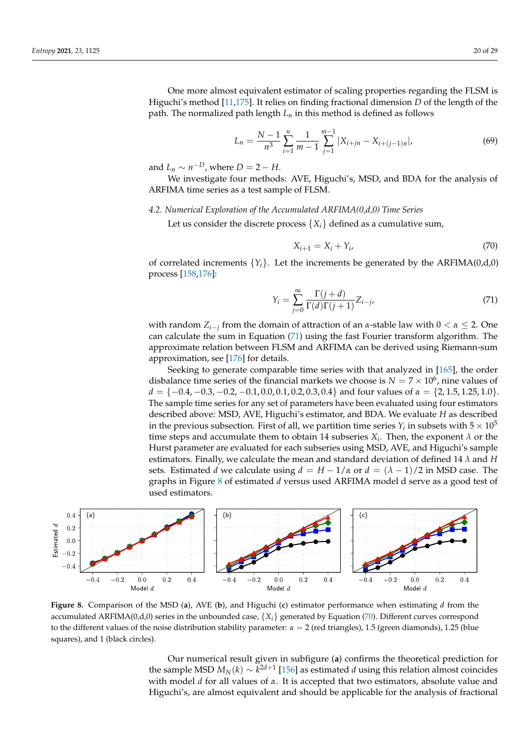One more almost equivalent estimator of scaling properties regarding the FLSM is Higuchi's method [11,175]. It relies on finding fractional dimension $D$ of the length of the path. The normalized path length $L_n$ in this method is defined as follows

$$L_n = \frac{N-1}{n^3} \sum_{i=1}^{n} \frac{1}{m-1} \sum_{j=1}^{m-1} |X_{i+jn} - X_{i+(j-1)n}|, \tag{69}$$

and $L_n \sim n^{-D}$, where $D = 2 - H$.

We investigate four methods: AVE, Higuchi's, MSD, and BDA for the analysis of ARFIMA time series as a test sample of FLSM.

### *4.2. Numerical Exploration of the Accumulated ARFIMA(0,d,0) Time Series*

Let us consider the discrete process $\{X_i\}$ defined as a cumulative sum,

$$X_{i+1} = X_i + Y_i, \tag{70}$$

of correlated increments $\{Y_i\}$. Let the increments be generated by the ARFIMA(0,d,0) process [158,176]:

$$Y_i = \sum_{j=0}^{\infty} \frac{\Gamma(j+d)}{\Gamma(d)\Gamma(j+1)} Z_{i-j}, \tag{71}$$

with random $Z_{i-j}$ from the domain of attraction of an $\alpha$-stable law with $0 < \alpha \leq 2$. One can calculate the sum in Equation (71) using the fast Fourier transform algorithm. The approximate relation between FLSM and ARFIMA can be derived using Riemann-sum approximation, see [176] for details.

Seeking to generate comparable time series with that analyzed in [165], the order disbalance time series of the financial markets we choose is $N = 7 \times 10^6$, nine values of $d = \{-0.4, -0.3, -0.2, -0.1, 0.0, 0.1, 0.2, 0.3, 0.4\}$ and four values of $\alpha = \{2, 1.5, 1.25, 1.0\}$. The sample time series for any set of parameters have been evaluated using four estimators described above: MSD, AVE, Higuchi's estimator, and BDA. We evaluate $H$ as described in the previous subsection. First of all, we partition time series $Y_i$ in subsets with $5 \times 10^5$ time steps and accumulate them to obtain 14 subseries $X_i$. Then, the exponent $\lambda$ or the Hurst parameter are evaluated for each subseries using MSD, AVE, and Higuchi's sample estimators. Finally, we calculate the mean and standard deviation of defined 14 $\lambda$ and $H$ sets. Estimated $d$ we calculate using $d = H - 1/\alpha$ or $d = (\lambda - 1)/2$ in MSD case. The graphs in Figure 8 of estimated $d$ versus used ARFIMA model d serve as a good test of used estimators.

**Figure 8.** Comparison of the MSD (**a**), AVE (**b**), and Higuchi (**c**) estimator performance when estimating $d$ from the accumulated ARFIMA(0,d,0) series in the unbounded case, $\{X_i\}$ generated by Equation (70). Different curves correspond to the different values of the noise distribution stability parameter: $\alpha = 2$ (red triangles), 1.5 (green diamonds), 1.25 (blue squares), and 1 (black circles).

Our numerical result given in subfigure (**a**) confirms the theoretical prediction for the sample MSD $M_N(k) \sim k^{2d+1}$ [156] as estimated $d$ using this relation almost coincides with model $d$ for all values of $\alpha$. It is accepted that two estimators, absolute value and Higuchi's, are almost equivalent and should be applicable for the analysis of fractional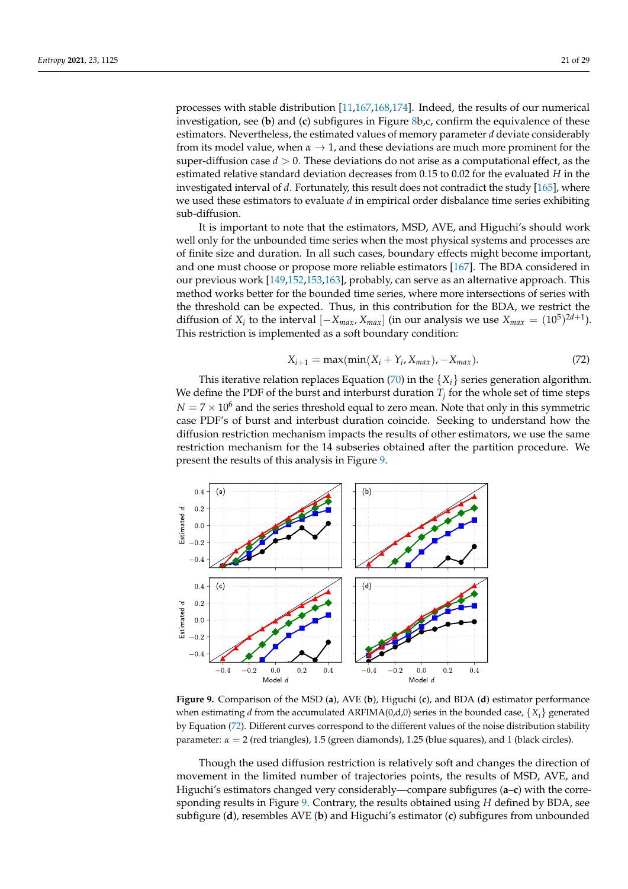processes with stable distribution [11,167,168,174]. Indeed, the results of our numerical investigation, see (**b**) and (**c**) subfigures in Figure 8b,c, confirm the equivalence of these estimators. Nevertheless, the estimated values of memory parameter $d$ deviate considerably from its model value, when $\alpha \to 1$, and these deviations are much more prominent for the super-diffusion case $d > 0$. These deviations do not arise as a computational effect, as the estimated relative standard deviation decreases from 0.15 to 0.02 for the evaluated $H$ in the investigated interval of $d$. Fortunately, this result does not contradict the study [165], where we used these estimators to evaluate $d$ in empirical order disbalance time series exhibiting sub-diffusion.

It is important to note that the estimators, MSD, AVE, and Higuchi's should work well only for the unbounded time series when the most physical systems and processes are of finite size and duration. In all such cases, boundary effects might become important, and one must choose or propose more reliable estimators [167]. The BDA considered in our previous work [149,152,153,163], probably, can serve as an alternative approach. This method works better for the bounded time series, where more intersections of series with the threshold can be expected. Thus, in this contribution for the BDA, we restrict the diffusion of $X_i$ to the interval $[-X_{max}, X_{max}]$ (in our analysis we use $X_{max} = (10^5)^{2d+1}$). This restriction is implemented as a soft boundary condition:

$$X_{i+1} = \max(\min(X_i + Y_i, X_{max}), -X_{max}). \tag{72}$$

This iterative relation replaces Equation (70) in the $\{X_i\}$ series generation algorithm. We define the PDF of the burst and interburst duration $T_j$ for the whole set of time steps $N = 7 \times 10^6$ and the series threshold equal to zero mean. Note that only in this symmetric case PDF's of burst and interbust duration coincide. Seeking to understand how the diffusion restriction mechanism impacts the results of other estimators, we use the same restriction mechanism for the 14 subseries obtained after the partition procedure. We present the results of this analysis in Figure 9.

**Figure 9.** Comparison of the MSD (**a**), AVE (**b**), Higuchi (**c**), and BDA (**d**) estimator performance when estimating $d$ from the accumulated ARFIMA(0,d,0) series in the bounded case, $\{X_i\}$ generated by Equation (72). Different curves correspond to the different values of the noise distribution stability parameter: $\alpha = 2$ (red triangles), 1.5 (green diamonds), 1.25 (blue squares), and 1 (black circles).

Though the used diffusion restriction is relatively soft and changes the direction of movement in the limited number of trajectories points, the results of MSD, AVE, and Higuchi's estimators changed very considerably—compare subfigures (**a**–**c**) with the corresponding results in Figure 9. Contrary, the results obtained using $H$ defined by BDA, see subfigure (**d**), resembles AVE (**b**) and Higuchi's estimator (**c**) subfigures from unbounded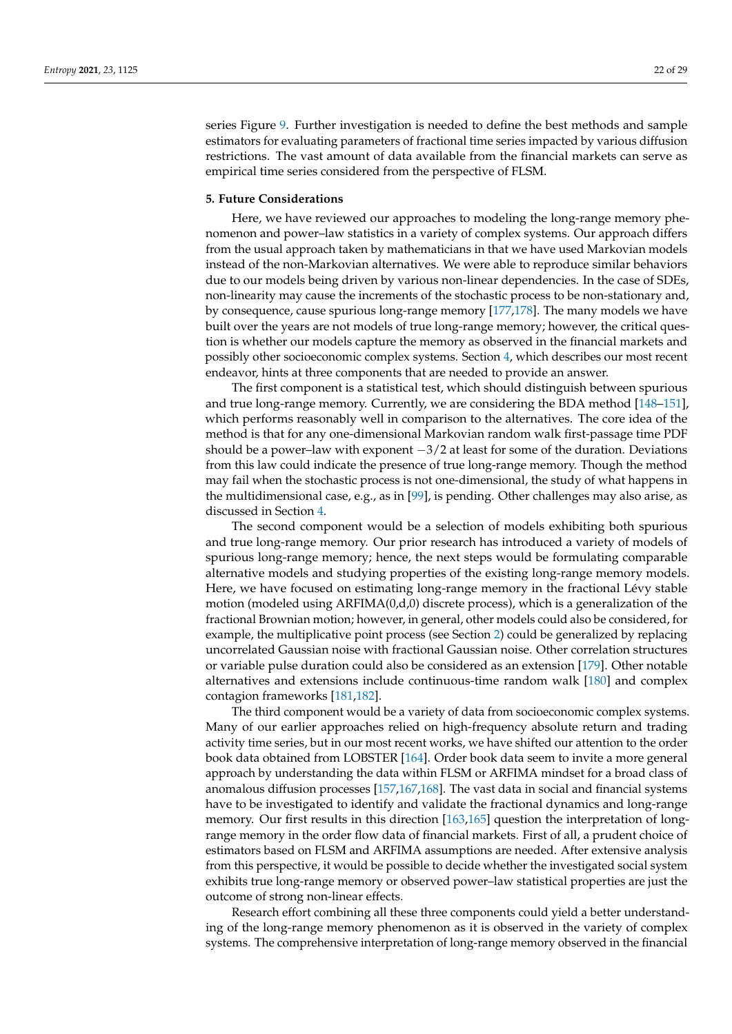series Figure 9. Further investigation is needed to define the best methods and sample estimators for evaluating parameters of fractional time series impacted by various diffusion restrictions. The vast amount of data available from the financial markets can serve as empirical time series considered from the perspective of FLSM.

## 5. Future Considerations

Here, we have reviewed our approaches to modeling the long-range memory phenomenon and power–law statistics in a variety of complex systems. Our approach differs from the usual approach taken by mathematicians in that we have used Markovian models instead of the non-Markovian alternatives. We were able to reproduce similar behaviors due to our models being driven by various non-linear dependencies. In the case of SDEs, non-linearity may cause the increments of the stochastic process to be non-stationary and, by consequence, cause spurious long-range memory [177,178]. The many models we have built over the years are not models of true long-range memory; however, the critical question is whether our models capture the memory as observed in the financial markets and possibly other socioeconomic complex systems. Section 4, which describes our most recent endeavor, hints at three components that are needed to provide an answer.

The first component is a statistical test, which should distinguish between spurious and true long-range memory. Currently, we are considering the BDA method [148–151], which performs reasonably well in comparison to the alternatives. The core idea of the method is that for any one-dimensional Markovian random walk first-passage time PDF should be a power–law with exponent $-3/2$ at least for some of the duration. Deviations from this law could indicate the presence of true long-range memory. Though the method may fail when the stochastic process is not one-dimensional, the study of what happens in the multidimensional case, e.g., as in [99], is pending. Other challenges may also arise, as discussed in Section 4.

The second component would be a selection of models exhibiting both spurious and true long-range memory. Our prior research has introduced a variety of models of spurious long-range memory; hence, the next steps would be formulating comparable alternative models and studying properties of the existing long-range memory models. Here, we have focused on estimating long-range memory in the fractional Lévy stable motion (modeled using ARFIMA(0,d,0) discrete process), which is a generalization of the fractional Brownian motion; however, in general, other models could also be considered, for example, the multiplicative point process (see Section 2) could be generalized by replacing uncorrelated Gaussian noise with fractional Gaussian noise. Other correlation structures or variable pulse duration could also be considered as an extension [179]. Other notable alternatives and extensions include continuous-time random walk [180] and complex contagion frameworks [181,182].

The third component would be a variety of data from socioeconomic complex systems. Many of our earlier approaches relied on high-frequency absolute return and trading activity time series, but in our most recent works, we have shifted our attention to the order book data obtained from LOBSTER [164]. Order book data seem to invite a more general approach by understanding the data within FLSM or ARFIMA mindset for a broad class of anomalous diffusion processes [157,167,168]. The vast data in social and financial systems have to be investigated to identify and validate the fractional dynamics and long-range memory. Our first results in this direction [163,165] question the interpretation of long-range memory in the order flow data of financial markets. First of all, a prudent choice of estimators based on FLSM and ARFIMA assumptions are needed. After extensive analysis from this perspective, it would be possible to decide whether the investigated social system exhibits true long-range memory or observed power–law statistical properties are just the outcome of strong non-linear effects.

Research effort combining all these three components could yield a better understanding of the long-range memory phenomenon as it is observed in the variety of complex systems. The comprehensive interpretation of long-range memory observed in the financial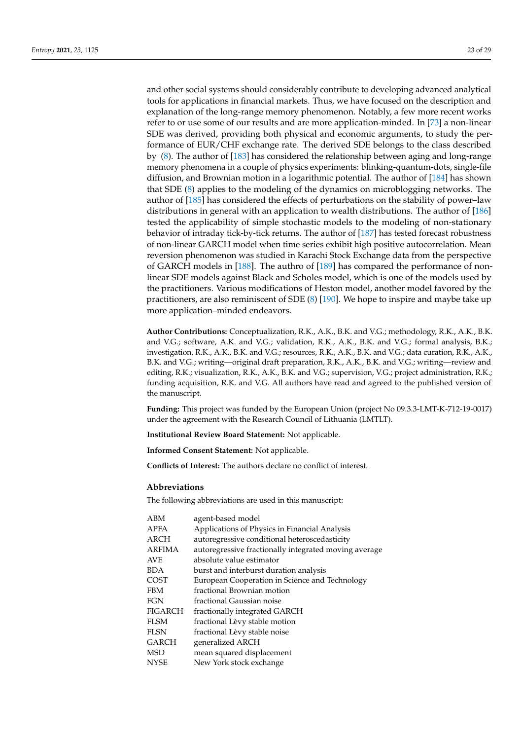and other social systems should considerably contribute to developing advanced analytical tools for applications in financial markets. Thus, we have focused on the description and explanation of the long-range memory phenomenon. Notably, a few more recent works refer to or use some of our results and are more application-minded. In [73] a non-linear SDE was derived, providing both physical and economic arguments, to study the performance of EUR/CHF exchange rate. The derived SDE belongs to the class described by (8). The author of [183] has considered the relationship between aging and long-range memory phenomena in a couple of physics experiments: blinking-quantum-dots, single-file diffusion, and Brownian motion in a logarithmic potential. The author of [184] has shown that SDE (8) applies to the modeling of the dynamics on microblogging networks. The author of [185] has considered the effects of perturbations on the stability of power–law distributions in general with an application to wealth distributions. The author of [186] tested the applicability of simple stochastic models to the modeling of non-stationary behavior of intraday tick-by-tick returns. The author of [187] has tested forecast robustness of non-linear GARCH model when time series exhibit high positive autocorrelation. Mean reversion phenomenon was studied in Karachi Stock Exchange data from the perspective of GARCH models in [188]. The authro of [189] has compared the performance of non-linear SDE models against Black and Scholes model, which is one of the models used by the practitioners. Various modifications of Heston model, another model favored by the practitioners, are also reminiscent of SDE (8) [190]. We hope to inspire and maybe take up more application–minded endeavors.

**Author Contributions:** Conceptualization, R.K., A.K., B.K. and V.G.; methodology, R.K., A.K., B.K. and V.G.; software, A.K. and V.G.; validation, R.K., A.K., B.K. and V.G.; formal analysis, B.K.; investigation, R.K., A.K., B.K. and V.G.; resources, R.K., A.K., B.K. and V.G.; data curation, R.K., A.K., B.K. and V.G.; writing—original draft preparation, R.K., A.K., B.K. and V.G.; writing—review and editing, R.K.; visualization, R.K., A.K., B.K. and V.G.; supervision, V.G.; project administration, R.K.; funding acquisition, R.K. and V.G. All authors have read and agreed to the published version of the manuscript.

**Funding:** This project was funded by the European Union (project No 09.3.3-LMT-K-712-19-0017) under the agreement with the Research Council of Lithuania (LMTLT).

**Institutional Review Board Statement:** Not applicable.

**Informed Consent Statement:** Not applicable.

**Conflicts of Interest:** The authors declare no conflict of interest.

## Abbreviations

The following abbreviations are used in this manuscript:

| | |
|---|---|
| ABM | agent-based model |
| APFA | Applications of Physics in Financial Analysis |
| ARCH | autoregressive conditional heteroscedasticity |
| ARFIMA | autoregressive fractionally integrated moving average |
| AVE | absolute value estimator |
| BDA | burst and interburst duration analysis |
| COST | European Cooperation in Science and Technology |
| FBM | fractional Brownian motion |
| FGN | fractional Gaussian noise |
| FIGARCH | fractionally integrated GARCH |
| FLSM | fractional Lèvy stable motion |
| FLSN | fractional Lèvy stable noise |
| GARCH | generalized ARCH |
| MSD | mean squared displacement |
| NYSE | New York stock exchange |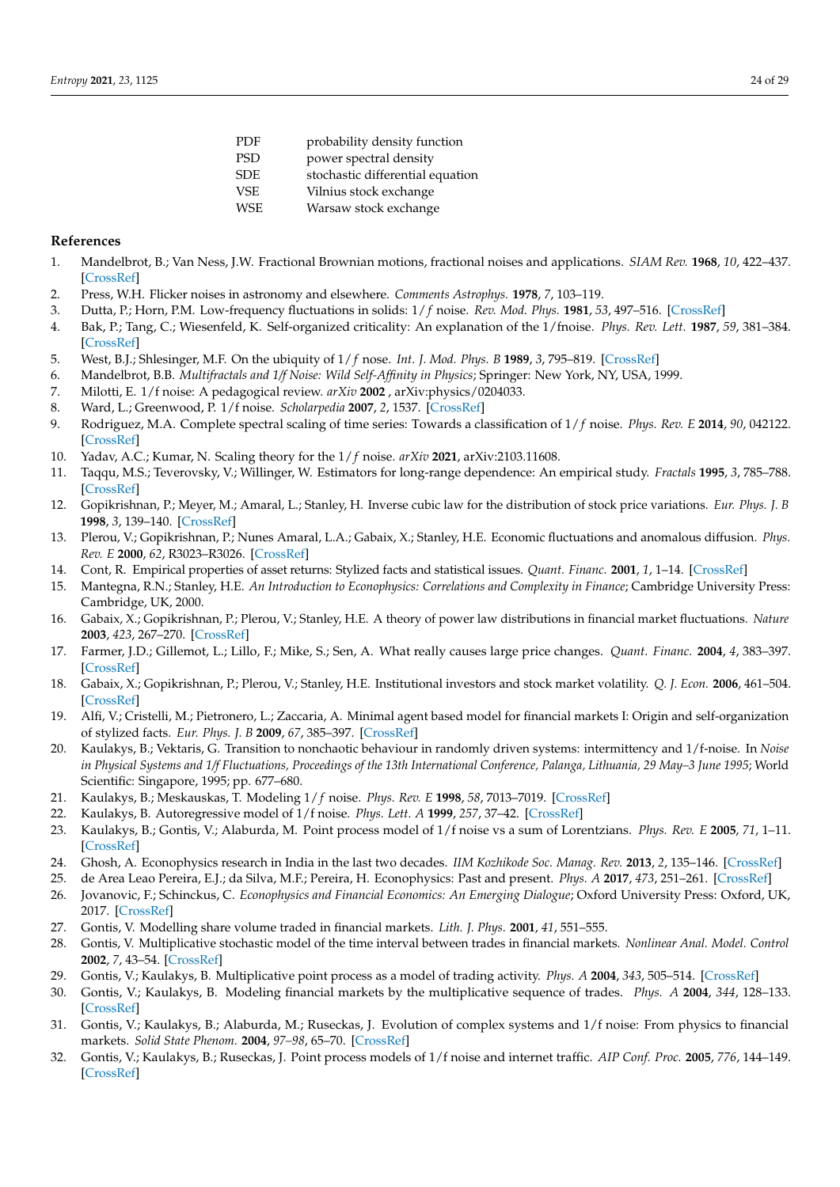| | |
|---|---|
| PDF | probability density function |
| PSD | power spectral density |
| SDE | stochastic differential equation |
| VSE | Vilnius stock exchange |
| WSE | Warsaw stock exchange |

## References

1. Mandelbrot, B.; Van Ness, J.W. Fractional Brownian motions, fractional noises and applications. *SIAM Rev.* **1968**, *10*, 422–437. [CrossRef]
2. Press, W.H. Flicker noises in astronomy and elsewhere. *Comments Astrophys.* **1978**, *7*, 103–119.
3. Dutta, P.; Horn, P.M. Low-frequency fluctuations in solids: $1/f$ noise. *Rev. Mod. Phys.* **1981**, *53*, 497–516. [CrossRef]
4. Bak, P.; Tang, C.; Wiesenfeld, K. Self-organized criticality: An explanation of the 1/fnoise. *Phys. Rev. Lett.* **1987**, *59*, 381–384. [CrossRef]
5. West, B.J.; Shlesinger, M.F. On the ubiquity of $1/f$ nose. *Int. J. Mod. Phys. B* **1989**, *3*, 795–819. [CrossRef]
6. Mandelbrot, B.B. *Multifractals and 1/f Noise: Wild Self-Affinity in Physics*; Springer: New York, NY, USA, 1999.
7. Milotti, E. 1/f noise: A pedagogical review. *arXiv* **2002** , arXiv:physics/0204033.
8. Ward, L.; Greenwood, P. 1/f noise. *Scholarpedia* **2007**, *2*, 1537. [CrossRef]
9. Rodriguez, M.A. Complete spectral scaling of time series: Towards a classification of $1/f$ noise. *Phys. Rev. E* **2014**, *90*, 042122. [CrossRef]
10. Yadav, A.C.; Kumar, N. Scaling theory for the $1/f$ noise. *arXiv* **2021**, arXiv:2103.11608.
11. Taqqu, M.S.; Teverovsky, V.; Willinger, W. Estimators for long-range dependence: An empirical study. *Fractals* **1995**, *3*, 785–788. [CrossRef]
12. Gopikrishnan, P.; Meyer, M.; Amaral, L.; Stanley, H. Inverse cubic law for the distribution of stock price variations. *Eur. Phys. J. B* **1998**, *3*, 139–140. [CrossRef]
13. Plerou, V.; Gopikrishnan, P.; Nunes Amaral, L.A.; Gabaix, X.; Stanley, H.E. Economic fluctuations and anomalous diffusion. *Phys. Rev. E* **2000**, *62*, R3023–R3026. [CrossRef]
14. Cont, R. Empirical properties of asset returns: Stylized facts and statistical issues. *Quant. Financ.* **2001**, *1*, 1–14. [CrossRef]
15. Mantegna, R.N.; Stanley, H.E. *An Introduction to Econophysics: Correlations and Complexity in Finance*; Cambridge University Press: Cambridge, UK, 2000.
16. Gabaix, X.; Gopikrishnan, P.; Plerou, V.; Stanley, H.E. A theory of power law distributions in financial market fluctuations. *Nature* **2003**, *423*, 267–270. [CrossRef]
17. Farmer, J.D.; Gillemot, L.; Lillo, F.; Mike, S.; Sen, A. What really causes large price changes. *Quant. Financ.* **2004**, *4*, 383–397. [CrossRef]
18. Gabaix, X.; Gopikrishnan, P.; Plerou, V.; Stanley, H.E. Institutional investors and stock market volatility. *Q. J. Econ.* **2006**, 461–504. [CrossRef]
19. Alfi, V.; Cristelli, M.; Pietronero, L.; Zaccaria, A. Minimal agent based model for financial markets I: Origin and self-organization of stylized facts. *Eur. Phys. J. B* **2009**, *67*, 385–397. [CrossRef]
20. Kaulakys, B.; Vektaris, G. Transition to nonchaotic behaviour in randomly driven systems: intermittency and 1/f-noise. In *Noise in Physical Systems and 1/f Fluctuations, Proceedings of the 13th International Conference, Palanga, Lithuania, 29 May–3 June 1995*; World Scientific: Singapore, 1995; pp. 677–680.
21. Kaulakys, B.; Meskauskas, T. Modeling $1/f$ noise. *Phys. Rev. E* **1998**, *58*, 7013–7019. [CrossRef]
22. Kaulakys, B. Autoregressive model of 1/f noise. *Phys. Lett. A* **1999**, *257*, 37–42. [CrossRef]
23. Kaulakys, B.; Gontis, V.; Alaburda, M. Point process model of 1/f noise vs a sum of Lorentzians. *Phys. Rev. E* **2005**, *71*, 1–11. [CrossRef]
24. Ghosh, A. Econophysics research in India in the last two decades. *IIM Kozhikode Soc. Manag. Rev.* **2013**, *2*, 135–146. [CrossRef]
25. de Area Leao Pereira, E.J.; da Silva, M.F.; Pereira, H. Econophysics: Past and present. *Phys. A* **2017**, *473*, 251–261. [CrossRef]
26. Jovanovic, F.; Schinckus, C. *Econophysics and Financial Economics: An Emerging Dialogue*; Oxford University Press: Oxford, UK, 2017. [CrossRef]
27. Gontis, V. Modelling share volume traded in financial markets. *Lith. J. Phys.* **2001**, *41*, 551–555.
28. Gontis, V. Multiplicative stochastic model of the time interval between trades in financial markets. *Nonlinear Anal. Model. Control* **2002**, *7*, 43–54. [CrossRef]
29. Gontis, V.; Kaulakys, B. Multiplicative point process as a model of trading activity. *Phys. A* **2004**, *343*, 505–514. [CrossRef]
30. Gontis, V.; Kaulakys, B. Modeling financial markets by the multiplicative sequence of trades. *Phys. A* **2004**, *344*, 128–133. [CrossRef]
31. Gontis, V.; Kaulakys, B.; Alaburda, M.; Ruseckas, J. Evolution of complex systems and 1/f noise: From physics to financial markets. *Solid State Phenom.* **2004**, *97–98*, 65–70. [CrossRef]
32. Gontis, V.; Kaulakys, B.; Ruseckas, J. Point process models of 1/f noise and internet traffic. *AIP Conf. Proc.* **2005**, *776*, 144–149. [CrossRef]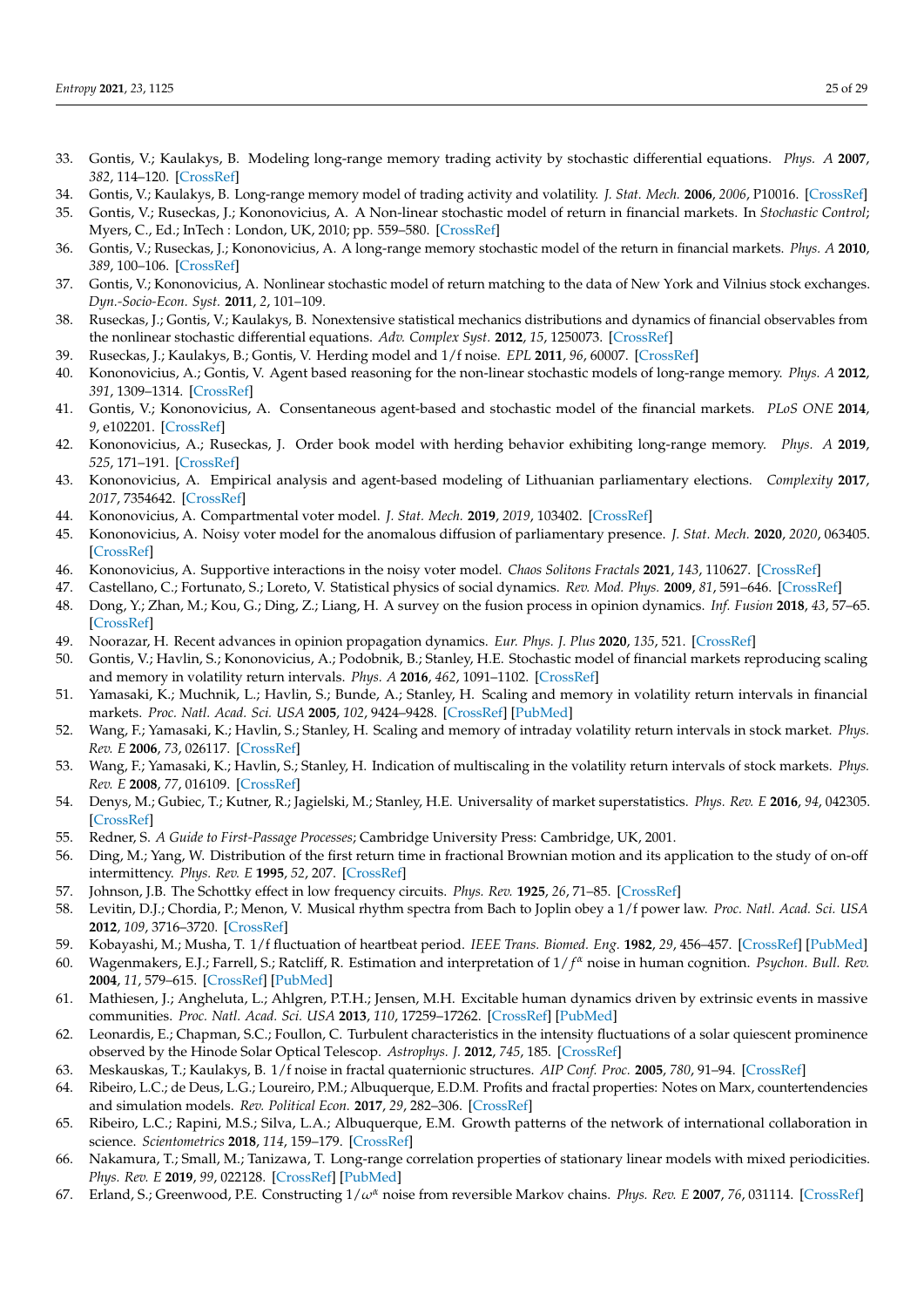33. Gontis, V.; Kaulakys, B. Modeling long-range memory trading activity by stochastic differential equations. *Phys. A* **2007**, *382*, 114–120. [CrossRef]
34. Gontis, V.; Kaulakys, B. Long-range memory model of trading activity and volatility. *J. Stat. Mech.* **2006**, *2006*, P10016. [CrossRef]
35. Gontis, V.; Ruseckas, J.; Kononovicius, A. A Non-linear stochastic model of return in financial markets. In *Stochastic Control*; Myers, C., Ed.; InTech : London, UK, 2010; pp. 559–580. [CrossRef]
36. Gontis, V.; Ruseckas, J.; Kononovicius, A. A long-range memory stochastic model of the return in financial markets. *Phys. A* **2010**, *389*, 100–106. [CrossRef]
37. Gontis, V.; Kononovicius, A. Nonlinear stochastic model of return matching to the data of New York and Vilnius stock exchanges. *Dyn.-Socio-Econ. Syst.* **2011**, *2*, 101–109.
38. Ruseckas, J.; Gontis, V.; Kaulakys, B. Nonextensive statistical mechanics distributions and dynamics of financial observables from the nonlinear stochastic differential equations. *Adv. Complex Syst.* **2012**, *15*, 1250073. [CrossRef]
39. Ruseckas, J.; Kaulakys, B.; Gontis, V. Herding model and 1/f noise. *EPL* **2011**, *96*, 60007. [CrossRef]
40. Kononovicius, A.; Gontis, V. Agent based reasoning for the non-linear stochastic models of long-range memory. *Phys. A* **2012**, *391*, 1309–1314. [CrossRef]
41. Gontis, V.; Kononovicius, A. Consentaneous agent-based and stochastic model of the financial markets. *PLoS ONE* **2014**, *9*, e102201. [CrossRef]
42. Kononovicius, A.; Ruseckas, J. Order book model with herding behavior exhibiting long-range memory. *Phys. A* **2019**, *525*, 171–191. [CrossRef]
43. Kononovicius, A. Empirical analysis and agent-based modeling of Lithuanian parliamentary elections. *Complexity* **2017**, *2017*, 7354642. [CrossRef]
44. Kononovicius, A. Compartmental voter model. *J. Stat. Mech.* **2019**, *2019*, 103402. [CrossRef]
45. Kononovicius, A. Noisy voter model for the anomalous diffusion of parliamentary presence. *J. Stat. Mech.* **2020**, *2020*, 063405. [CrossRef]
46. Kononovicius, A. Supportive interactions in the noisy voter model. *Chaos Solitons Fractals* **2021**, *143*, 110627. [CrossRef]
47. Castellano, C.; Fortunato, S.; Loreto, V. Statistical physics of social dynamics. *Rev. Mod. Phys.* **2009**, *81*, 591–646. [CrossRef]
48. Dong, Y.; Zhan, M.; Kou, G.; Ding, Z.; Liang, H. A survey on the fusion process in opinion dynamics. *Inf. Fusion* **2018**, *43*, 57–65. [CrossRef]
49. Noorazar, H. Recent advances in opinion propagation dynamics. *Eur. Phys. J. Plus* **2020**, *135*, 521. [CrossRef]
50. Gontis, V.; Havlin, S.; Kononovicius, A.; Podobnik, B.; Stanley, H.E. Stochastic model of financial markets reproducing scaling and memory in volatility return intervals. *Phys. A* **2016**, *462*, 1091–1102. [CrossRef]
51. Yamasaki, K.; Muchnik, L.; Havlin, S.; Bunde, A.; Stanley, H. Scaling and memory in volatility return intervals in financial markets. *Proc. Natl. Acad. Sci. USA* **2005**, *102*, 9424–9428. [CrossRef] [PubMed]
52. Wang, F.; Yamasaki, K.; Havlin, S.; Stanley, H. Scaling and memory of intraday volatility return intervals in stock market. *Phys. Rev. E* **2006**, *73*, 026117. [CrossRef]
53. Wang, F.; Yamasaki, K.; Havlin, S.; Stanley, H. Indication of multiscaling in the volatility return intervals of stock markets. *Phys. Rev. E* **2008**, *77*, 016109. [CrossRef]
54. Denys, M.; Gubiec, T.; Kutner, R.; Jagielski, M.; Stanley, H.E. Universality of market superstatistics. *Phys. Rev. E* **2016**, *94*, 042305. [CrossRef]
55. Redner, S. *A Guide to First-Passage Processes*; Cambridge University Press: Cambridge, UK, 2001.
56. Ding, M.; Yang, W. Distribution of the first return time in fractional Brownian motion and its application to the study of on-off intermittency. *Phys. Rev. E* **1995**, *52*, 207. [CrossRef]
57. Johnson, J.B. The Schottky effect in low frequency circuits. *Phys. Rev.* **1925**, *26*, 71–85. [CrossRef]
58. Levitin, D.J.; Chordia, P.; Menon, V. Musical rhythm spectra from Bach to Joplin obey a 1/f power law. *Proc. Natl. Acad. Sci. USA* **2012**, *109*, 3716–3720. [CrossRef]
59. Kobayashi, M.; Musha, T. 1/f fluctuation of heartbeat period. *IEEE Trans. Biomed. Eng.* **1982**, *29*, 456–457. [CrossRef] [PubMed]
60. Wagenmakers, E.J.; Farrell, S.; Ratcliff, R. Estimation and interpretation of $1/f^{\alpha}$ noise in human cognition. *Psychon. Bull. Rev.* **2004**, *11*, 579–615. [CrossRef] [PubMed]
61. Mathiesen, J.; Angheluta, L.; Ahlgren, P.T.H.; Jensen, M.H. Excitable human dynamics driven by extrinsic events in massive communities. *Proc. Natl. Acad. Sci. USA* **2013**, *110*, 17259–17262. [CrossRef] [PubMed]
62. Leonardis, E.; Chapman, S.C.; Foullon, C. Turbulent characteristics in the intensity fluctuations of a solar quiescent prominence observed by the Hinode Solar Optical Telescop. *Astrophys. J.* **2012**, *745*, 185. [CrossRef]
63. Meskauskas, T.; Kaulakys, B. 1/f noise in fractal quaternionic structures. *AIP Conf. Proc.* **2005**, *780*, 91–94. [CrossRef]
64. Ribeiro, L.C.; de Deus, L.G.; Loureiro, P.M.; Albuquerque, E.D.M. Profits and fractal properties: Notes on Marx, countertendencies and simulation models. *Rev. Political Econ.* **2017**, *29*, 282–306. [CrossRef]
65. Ribeiro, L.C.; Rapini, M.S.; Silva, L.A.; Albuquerque, E.M. Growth patterns of the network of international collaboration in science. *Scientometrics* **2018**, *114*, 159–179. [CrossRef]
66. Nakamura, T.; Small, M.; Tanizawa, T. Long-range correlation properties of stationary linear models with mixed periodicities. *Phys. Rev. E* **2019**, *99*, 022128. [CrossRef] [PubMed]
67. Erland, S.; Greenwood, P.E. Constructing $1/\omega^{\alpha}$ noise from reversible Markov chains. *Phys. Rev. E* **2007**, *76*, 031114. [CrossRef]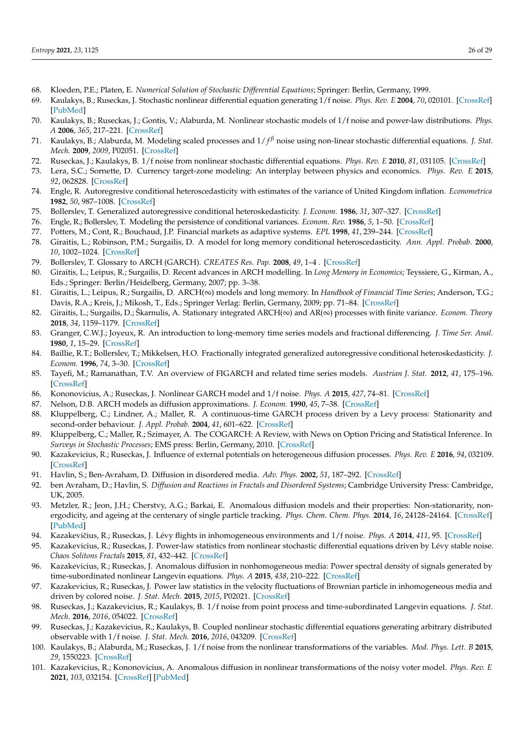68. Kloeden, P.E.; Platen, E. *Numerical Solution of Stochastic Differential Equations*; Springer: Berlin, Germany, 1999.
69. Kaulakys, B.; Ruseckas, J. Stochastic nonlinear differential equation generating 1/f noise. *Phys. Rev. E* **2004**, *70*, 020101. [CrossRef] [PubMed]
70. Kaulakys, B.; Ruseckas, J.; Gontis, V.; Alaburda, M. Nonlinear stochastic models of 1/f noise and power-law distributions. *Phys. A* **2006**, *365*, 217–221. [CrossRef]
71. Kaulakys, B.; Alaburda, M. Modeling scaled processes and $1/f^{\beta}$ noise using non-linear stochastic differential equations. *J. Stat. Mech.* **2009**, *2009*, P02051. [CrossRef]
72. Ruseckas, J.; Kaulakys, B. 1/f noise from nonlinear stochastic differential equations. *Phys. Rev. E* **2010**, *81*, 031105. [CrossRef]
73. Lera, S.C.; Sornette, D. Currency target-zone modeling: An interplay between physics and economics. *Phys. Rev. E* **2015**, *92*, 062828. [CrossRef]
74. Engle, R. Autoregresive conditional heteroscedasticity with estimates of the variance of United Kingdom inflation. *Econometrica* **1982**, *50*, 987–1008. [CrossRef]
75. Bollerslev, T. Generalized autoregressive conditional heteroskedasticity. *J. Econom.* **1986**, *31*, 307–327. [CrossRef]
76. Engle, R.; Bollerslev, T. Modeling the persistence of conditional variances. *Econom. Rev.* **1986**, *5*, 1–50. [CrossRef]
77. Potters, M.; Cont, R.; Bouchaud, J.P. Financial markets as adaptive systems. *EPL* **1998**, *41*, 239–244. [CrossRef]
78. Giraitis, L.; Robinson, P.M.; Surgailis, D. A model for long memory conditional heteroscedasticity. *Ann. Appl. Probab.* **2000**, *10*, 1002–1024. [CrossRef]
79. Bollerslev, T. Glossary to ARCH (GARCH). *CREATES Res. Pap.* **2008**, *49*, 1–4 . [CrossRef]
80. Giraitis, L.; Leipus, R.; Surgailis, D. Recent advances in ARCH modelling. In *Long Memory in Economics*; Teyssiere, G., Kirman, A., Eds.; Springer: Berlin/Heidelberg, Germany, 2007; pp. 3–38.
81. Giraitis, L.; Leipus, R.; Surgailis, D. ARCH(∞) models and long memory. In *Handbook of Financial Time Series*; Anderson, T.G.; Davis, R.A.; Kreis, J.; Mikosh, T., Eds.; Springer Verlag: Berlin, Germany, 2009; pp. 71–84. [CrossRef]
82. Giraitis, L.; Surgailis, D.; Škarnulis, A. Stationary integrated ARCH(∞) and AR(∞) processes with finite variance. *Econom. Theory* **2018**, *34*, 1159–1179. [CrossRef]
83. Granger, C.W.J.; Joyeux, R. An introduction to long-memory time series models and fractional differencing. *J. Time Ser. Anal.* **1980**, *1*, 15–29. [CrossRef]
84. Baillie, R.T.; Bollerslev, T.; Mikkelsen, H.O. Fractionally integrated generalized autoregressive conditional heteroskedasticity. *J. Econom.* **1996**, *74*, 3–30. [CrossRef]
85. Tayefi, M.; Ramanathan, T.V. An overview of FIGARCH and related time series models. *Austrian J. Stat.* **2012**, *41*, 175–196. [CrossRef]
86. Kononovicius, A.; Ruseckas, J. Nonlinear GARCH model and 1/f noise. *Phys. A* **2015**, *427*, 74–81. [CrossRef]
87. Nelson, D.B. ARCH models as diffusion approximations. *J. Econom.* **1990**, *45*, 7–38. [CrossRef]
88. Kluppelberg, C.; Lindner, A.; Maller, R. A continuous-time GARCH process driven by a Levy process: Stationarity and second-order behaviour. *J. Appl. Probab.* **2004**, *41*, 601–622. [CrossRef]
89. Kluppelberg, C.; Maller, R.; Szimayer, A. The COGARCH: A Review, with News on Option Pricing and Statistical Inference. In *Surveys in Stochastic Processes*; EMS press: Berlin, Germany, 2010. [CrossRef]
90. Kazakevicius, R.; Ruseckas, J. Influence of external potentials on heterogeneous diffusion processes. *Phys. Rev. E* **2016**, *94*, 032109. [CrossRef]
91. Havlin, S.; Ben-Avraham, D. Diffusion in disordered media. *Adv. Phys.* **2002**, *51*, 187–292. [CrossRef]
92. ben Avraham, D.; Havlin, S. *Diffusion and Reactions in Fractals and Disordered Systems*; Cambridge University Press: Cambridge, UK, 2005.
93. Metzler, R.; Jeon, J.H.; Cherstvy, A.G.; Barkai, E. Anomalous diffusion models and their properties: Non-stationarity, non-ergodicity, and ageing at the centenary of single particle tracking. *Phys. Chem. Chem. Phys.* **2014**, *16*, 24128–24164. [CrossRef] [PubMed]
94. Kazakevičius, R.; Ruseckas, J. Lévy flights in inhomogeneous environments and 1/f noise. *Phys. A* **2014**, *411*, 95. [CrossRef]
95. Kazakevicius, R.; Ruseckas, J. Power-law statistics from nonlinear stochastic differential equations driven by Lévy stable noise. *Chaos Solitons Fractals* **2015**, *81*, 432–442. [CrossRef]
96. Kazakevicius, R.; Ruseckas, J. Anomalous diffusion in nonhomogeneous media: Power spectral density of signals generated by time-subordinated nonlinear Langevin equations. *Phys. A* **2015**, *438*, 210–222. [CrossRef]
97. Kazakevicius, R.; Ruseckas, J. Power law statistics in the velocity fluctuations of Brownian particle in inhomogeneous media and driven by colored noise. *J. Stat. Mech.* **2015**, *2015*, P02021. [CrossRef]
98. Ruseckas, J.; Kazakevicius, R.; Kaulakys, B. 1/f noise from point process and time-subordinated Langevin equations. *J. Stat. Mech.* **2016**, *2016*, 054022. [CrossRef]
99. Ruseckas, J.; Kazakevicius, R.; Kaulakys, B. Coupled nonlinear stochastic differential equations generating arbitrary distributed observable with 1/f noise. *J. Stat. Mech.* **2016**, *2016*, 043209. [CrossRef]
100. Kaulakys, B.; Alaburda, M.; Ruseckas, J. 1/f noise from the nonlinear transformations of the variables. *Mod. Phys. Lett. B* **2015**, *29*, 1550223. [CrossRef]
101. Kazakevicius, R.; Kononovicius, A. Anomalous diffusion in nonlinear transformations of the noisy voter model. *Phys. Rev. E* **2021**, *103*, 032154. [CrossRef] [PubMed]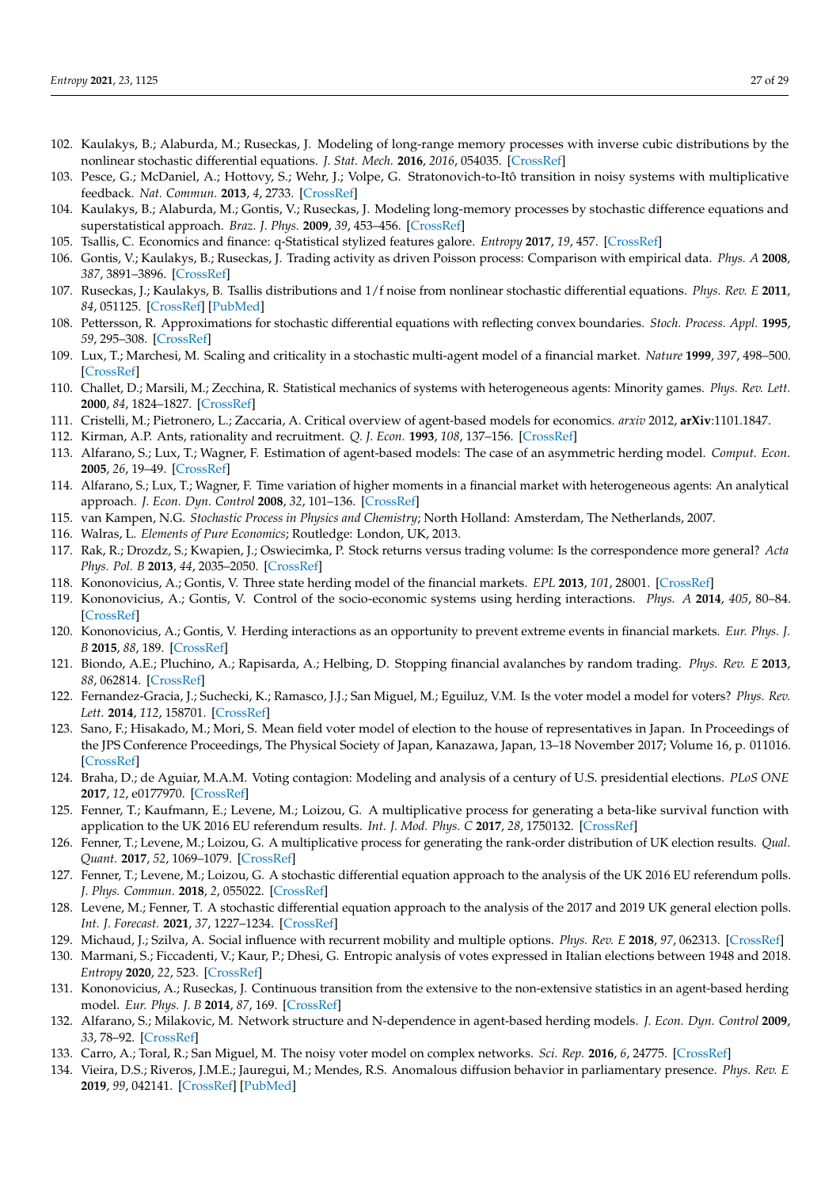102. Kaulakys, B.; Alaburda, M.; Ruseckas, J. Modeling of long-range memory processes with inverse cubic distributions by the nonlinear stochastic differential equations. *J. Stat. Mech.* **2016**, *2016*, 054035. [CrossRef]
103. Pesce, G.; McDaniel, A.; Hottovy, S.; Wehr, J.; Volpe, G. Stratonovich-to-Itô transition in noisy systems with multiplicative feedback. *Nat. Commun.* **2013**, *4*, 2733. [CrossRef]
104. Kaulakys, B.; Alaburda, M.; Gontis, V.; Ruseckas, J. Modeling long-memory processes by stochastic difference equations and superstatistical approach. *Braz. J. Phys.* **2009**, *39*, 453–456. [CrossRef]
105. Tsallis, C. Economics and finance: q-Statistical stylized features galore. *Entropy* **2017**, *19*, 457. [CrossRef]
106. Gontis, V.; Kaulakys, B.; Ruseckas, J. Trading activity as driven Poisson process: Comparison with empirical data. *Phys. A* **2008**, *387*, 3891–3896. [CrossRef]
107. Ruseckas, J.; Kaulakys, B. Tsallis distributions and 1/f noise from nonlinear stochastic differential equations. *Phys. Rev. E* **2011**, *84*, 051125. [CrossRef] [PubMed]
108. Pettersson, R. Approximations for stochastic differential equations with reflecting convex boundaries. *Stoch. Process. Appl.* **1995**, *59*, 295–308. [CrossRef]
109. Lux, T.; Marchesi, M. Scaling and criticality in a stochastic multi-agent model of a financial market. *Nature* **1999**, *397*, 498–500. [CrossRef]
110. Challet, D.; Marsili, M.; Zecchina, R. Statistical mechanics of systems with heterogeneous agents: Minority games. *Phys. Rev. Lett.* **2000**, *84*, 1824–1827. [CrossRef]
111. Cristelli, M.; Pietronero, L.; Zaccaria, A. Critical overview of agent-based models for economics. *arxiv* 2012, **arXiv**:1101.1847.
112. Kirman, A.P. Ants, rationality and recruitment. *Q. J. Econ.* **1993**, *108*, 137–156. [CrossRef]
113. Alfarano, S.; Lux, T.; Wagner, F. Estimation of agent-based models: The case of an asymmetric herding model. *Comput. Econ.* **2005**, *26*, 19–49. [CrossRef]
114. Alfarano, S.; Lux, T.; Wagner, F. Time variation of higher moments in a financial market with heterogeneous agents: An analytical approach. *J. Econ. Dyn. Control* **2008**, *32*, 101–136. [CrossRef]
115. van Kampen, N.G. *Stochastic Process in Physics and Chemistry*; North Holland: Amsterdam, The Netherlands, 2007.
116. Walras, L. *Elements of Pure Economics*; Routledge: London, UK, 2013.
117. Rak, R.; Drozdz, S.; Kwapien, J.; Oswiecimka, P. Stock returns versus trading volume: Is the correspondence more general? *Acta Phys. Pol. B* **2013**, *44*, 2035–2050. [CrossRef]
118. Kononovicius, A.; Gontis, V. Three state herding model of the financial markets. *EPL* **2013**, *101*, 28001. [CrossRef]
119. Kononovicius, A.; Gontis, V. Control of the socio-economic systems using herding interactions. *Phys. A* **2014**, *405*, 80–84. [CrossRef]
120. Kononovicius, A.; Gontis, V. Herding interactions as an opportunity to prevent extreme events in financial markets. *Eur. Phys. J. B* **2015**, *88*, 189. [CrossRef]
121. Biondo, A.E.; Pluchino, A.; Rapisarda, A.; Helbing, D. Stopping financial avalanches by random trading. *Phys. Rev. E* **2013**, *88*, 062814. [CrossRef]
122. Fernandez-Gracia, J.; Suchecki, K.; Ramasco, J.J.; San Miguel, M.; Eguiluz, V.M. Is the voter model a model for voters? *Phys. Rev. Lett.* **2014**, *112*, 158701. [CrossRef]
123. Sano, F.; Hisakado, M.; Mori, S. Mean field voter model of election to the house of representatives in Japan. In Proceedings of the JPS Conference Proceedings, The Physical Society of Japan, Kanazawa, Japan, 13–18 November 2017; Volume 16, p. 011016. [CrossRef]
124. Braha, D.; de Aguiar, M.A.M. Voting contagion: Modeling and analysis of a century of U.S. presidential elections. *PLoS ONE* **2017**, *12*, e0177970. [CrossRef]
125. Fenner, T.; Kaufmann, E.; Levene, M.; Loizou, G. A multiplicative process for generating a beta-like survival function with application to the UK 2016 EU referendum results. *Int. J. Mod. Phys. C* **2017**, *28*, 1750132. [CrossRef]
126. Fenner, T.; Levene, M.; Loizou, G. A multiplicative process for generating the rank-order distribution of UK election results. *Qual. Quant.* **2017**, *52*, 1069–1079. [CrossRef]
127. Fenner, T.; Levene, M.; Loizou, G. A stochastic differential equation approach to the analysis of the UK 2016 EU referendum polls. *J. Phys. Commun.* **2018**, *2*, 055022. [CrossRef]
128. Levene, M.; Fenner, T. A stochastic differential equation approach to the analysis of the 2017 and 2019 UK general election polls. *Int. J. Forecast.* **2021**, *37*, 1227–1234. [CrossRef]
129. Michaud, J.; Szilva, A. Social influence with recurrent mobility and multiple options. *Phys. Rev. E* **2018**, *97*, 062313. [CrossRef]
130. Marmani, S.; Ficcadenti, V.; Kaur, P.; Dhesi, G. Entropic analysis of votes expressed in Italian elections between 1948 and 2018. *Entropy* **2020**, *22*, 523. [CrossRef]
131. Kononovicius, A.; Ruseckas, J. Continuous transition from the extensive to the non-extensive statistics in an agent-based herding model. *Eur. Phys. J. B* **2014**, *87*, 169. [CrossRef]
132. Alfarano, S.; Milakovic, M. Network structure and N-dependence in agent-based herding models. *J. Econ. Dyn. Control* **2009**, *33*, 78–92. [CrossRef]
133. Carro, A.; Toral, R.; San Miguel, M. The noisy voter model on complex networks. *Sci. Rep.* **2016**, *6*, 24775. [CrossRef]
134. Vieira, D.S.; Riveros, J.M.E.; Jauregui, M.; Mendes, R.S. Anomalous diffusion behavior in parliamentary presence. *Phys. Rev. E* **2019**, *99*, 042141. [CrossRef] [PubMed]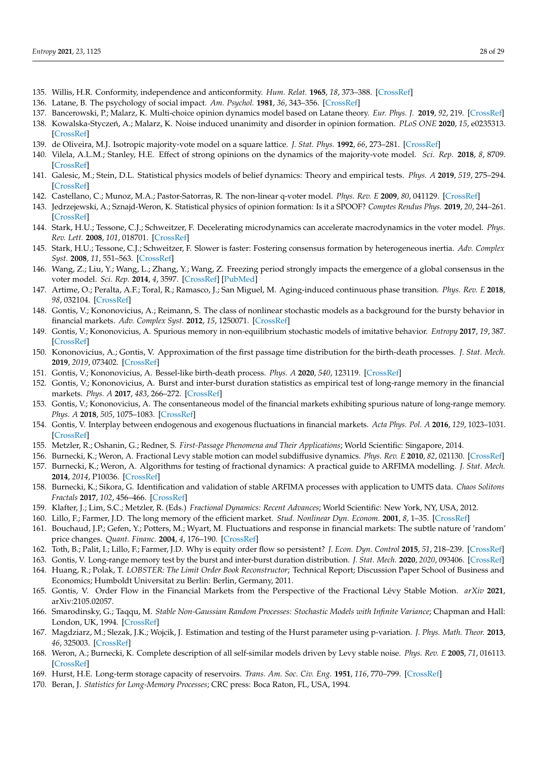135. Willis, H.R. Conformity, independence and anticonformity. *Hum. Relat.* **1965**, *18*, 373–388. [CrossRef]
136. Latane, B. The psychology of social impact. *Am. Psychol.* **1981**, *36*, 343–356. [CrossRef]
137. Bancerowski, P.; Malarz, K. Multi-choice opinion dynamics model based on Latane theory. *Eur. Phys. J.* **2019**, *92*, 219. [CrossRef]
138. Kowalska-Styczeń, A.; Malarz, K. Noise induced unanimity and disorder in opinion formation. *PLoS ONE* **2020**, *15*, e0235313. [CrossRef]
139. de Oliveira, M.J. Isotropic majority-vote model on a square lattice. *J. Stat. Phys.* **1992**, *66*, 273–281. [CrossRef]
140. Vilela, A.L.M.; Stanley, H.E. Effect of strong opinions on the dynamics of the majority-vote model. *Sci. Rep.* **2018**, *8*, 8709. [CrossRef]
141. Galesic, M.; Stein, D.L. Statistical physics models of belief dynamics: Theory and empirical tests. *Phys. A* **2019**, *519*, 275–294. [CrossRef]
142. Castellano, C.; Munoz, M.A.; Pastor-Satorras, R. The non-linear q-voter model. *Phys. Rev. E* **2009**, *80*, 041129. [CrossRef]
143. Jedrzejewski, A.; Sznajd-Weron, K. Statistical physics of opinion formation: Is it a SPOOF? *Comptes Rendus Phys.* **2019**, *20*, 244–261. [CrossRef]
144. Stark, H.U.; Tessone, C.J.; Schweitzer, F. Decelerating microdynamics can accelerate macrodynamics in the voter model. *Phys. Rev. Lett.* **2008**, *101*, 018701. [CrossRef]
145. Stark, H.U.; Tessone, C.J.; Schweitzer, F. Slower is faster: Fostering consensus formation by heterogeneous inertia. *Adv. Complex Syst.* **2008**, *11*, 551–563. [CrossRef]
146. Wang, Z.; Liu, Y.; Wang, L.; Zhang, Y.; Wang, Z. Freezing period strongly impacts the emergence of a global consensus in the voter model. *Sci. Rep.* **2014**, *4*, 3597. [CrossRef] [PubMed]
147. Artime, O.; Peralta, A.F.; Toral, R.; Ramasco, J.; San Miguel, M. Aging-induced continuous phase transition. *Phys. Rev. E* **2018**, *98*, 032104. [CrossRef]
148. Gontis, V.; Kononovicius, A.; Reimann, S. The class of nonlinear stochastic models as a background for the bursty behavior in financial markets. *Adv. Complex Syst.* **2012**, *15*, 1250071. [CrossRef]
149. Gontis, V.; Kononovicius, A. Spurious memory in non-equilibrium stochastic models of imitative behavior. *Entropy* **2017**, *19*, 387. [CrossRef]
150. Kononovicius, A.; Gontis, V. Approximation of the first passage time distribution for the birth-death processes. *J. Stat. Mech.* **2019**, *2019*, 073402. [CrossRef]
151. Gontis, V.; Kononovicius, A. Bessel-like birth-death process. *Phys. A* **2020**, *540*, 123119. [CrossRef]
152. Gontis, V.; Kononovicius, A. Burst and inter-burst duration statistics as empirical test of long-range memory in the financial markets. *Phys. A* **2017**, *483*, 266–272. [CrossRef]
153. Gontis, V.; Kononovicius, A. The consentaneous model of the financial markets exhibiting spurious nature of long-range memory. *Phys. A* **2018**, *505*, 1075–1083. [CrossRef]
154. Gontis, V. Interplay between endogenous and exogenous fluctuations in financial markets. *Acta Phys. Pol. A* **2016**, *129*, 1023–1031. [CrossRef]
155. Metzler, R.; Oshanin, G.; Redner, S. *First-Passage Phenomena and Their Applications*; World Scientific: Singapore, 2014.
156. Burnecki, K.; Weron, A. Fractional Levy stable motion can model subdiffusive dynamics. *Phys. Rev. E* **2010**, *82*, 021130. [CrossRef]
157. Burnecki, K.; Weron, A. Algorithms for testing of fractional dynamics: A practical guide to ARFIMA modelling. *J. Stat. Mech.* **2014**, *2014*, P10036. [CrossRef]
158. Burnecki, K.; Sikora, G. Identification and validation of stable ARFIMA processes with application to UMTS data. *Chaos Solitons Fractals* **2017**, *102*, 456–466. [CrossRef]
159. Klafter, J.; Lim, S.C.; Metzler, R. (Eds.) *Fractional Dynamics: Recent Advances*; World Scientific: New York, NY, USA, 2012.
160. Lillo, F.; Farmer, J.D. The long memory of the efficient market. *Stud. Nonlinear Dyn. Econom.* **2001**, *8*, 1–35. [CrossRef]
161. Bouchaud, J.P.; Gefen, Y.; Potters, M.; Wyart, M. Fluctuations and response in financial markets: The subtle nature of 'random' price changes. *Quant. Financ.* **2004**, *4*, 176–190. [CrossRef]
162. Toth, B.; Palit, I.; Lillo, F.; Farmer, J.D. Why is equity order flow so persistent? *J. Econ. Dyn. Control* **2015**, *51*, 218–239. [CrossRef]
163. Gontis, V. Long-range memory test by the burst and inter-burst duration distribution. *J. Stat. Mech.* **2020**, *2020*, 093406. [CrossRef]
164. Huang, R.; Polak, T. *LOBSTER: The Limit Order Book Reconstructor*; Technical Report; Discussion Paper School of Business and Economics; Humboldt Universitat zu Berlin: Berlin, Germany, 2011.
165. Gontis, V. Order Flow in the Financial Markets from the Perspective of the Fractional Lévy Stable Motion. *arXiv* **2021**, arXiv:2105.02057.
166. Smarodinsky, G.; Taqqu, M. *Stable Non-Gaussian Random Processes: Stochastic Models with Infinite Variance*; Chapman and Hall: London, UK, 1994. [CrossRef]
167. Magdziarz, M.; Slezak, J.K.; Wojcik, J. Estimation and testing of the Hurst parameter using p-variation. *J. Phys. Math. Theor.* **2013**, *46*, 325003. [CrossRef]
168. Weron, A.; Burnecki, K. Complete description of all self-similar models driven by Levy stable noise. *Phys. Rev. E* **2005**, *71*, 016113. [CrossRef]
169. Hurst, H.E. Long-term storage capacity of reservoirs. *Trans. Am. Soc. Civ. Eng.* **1951**, *116*, 770–799. [CrossRef]
170. Beran, J. *Statistics for Long-Memory Processes*; CRC press: Boca Raton, FL, USA, 1994.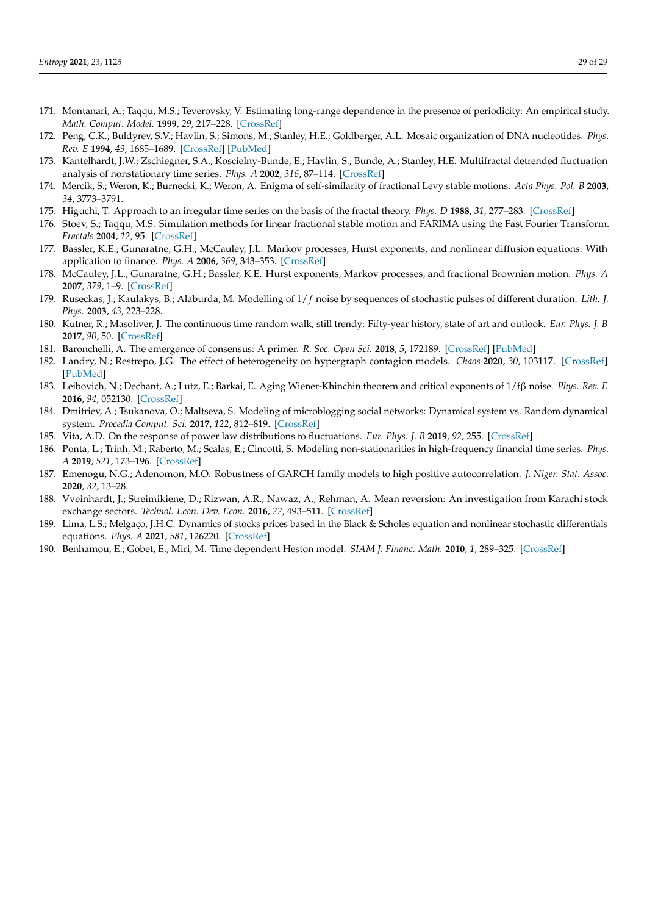171. Montanari, A.; Taqqu, M.S.; Teverovsky, V. Estimating long-range dependence in the presence of periodicity: An empirical study. *Math. Comput. Model.* **1999**, *29*, 217–228. [CrossRef]
172. Peng, C.K.; Buldyrev, S.V.; Havlin, S.; Simons, M.; Stanley, H.E.; Goldberger, A.L. Mosaic organization of DNA nucleotides. *Phys. Rev. E* **1994**, *49*, 1685–1689. [CrossRef] [PubMed]
173. Kantelhardt, J.W.; Zschiegner, S.A.; Koscielny-Bunde, E.; Havlin, S.; Bunde, A.; Stanley, H.E. Multifractal detrended fluctuation analysis of nonstationary time series. *Phys. A* **2002**, *316*, 87–114. [CrossRef]
174. Mercik, S.; Weron, K.; Burnecki, K.; Weron, A. Enigma of self-similarity of fractional Levy stable motions. *Acta Phys. Pol. B* **2003**, *34*, 3773–3791.
175. Higuchi, T. Approach to an irregular time series on the basis of the fractal theory. *Phys. D* **1988**, *31*, 277–283. [CrossRef]
176. Stoev, S.; Taqqu, M.S. Simulation methods for linear fractional stable motion and FARIMA using the Fast Fourier Transform. *Fractals* **2004**, *12*, 95. [CrossRef]
177. Bassler, K.E.; Gunaratne, G.H.; McCauley, J.L. Markov processes, Hurst exponents, and nonlinear diffusion equations: With application to finance. *Phys. A* **2006**, *369*, 343–353. [CrossRef]
178. McCauley, J.L.; Gunaratne, G.H.; Bassler, K.E. Hurst exponents, Markov processes, and fractional Brownian motion. *Phys. A* **2007**, *379*, 1–9. [CrossRef]
179. Ruseckas, J.; Kaulakys, B.; Alaburda, M. Modelling of $1/f$ noise by sequences of stochastic pulses of different duration. *Lith. J. Phys.* **2003**, *43*, 223–228.
180. Kutner, R.; Masoliver, J. The continuous time random walk, still trendy: Fifty-year history, state of art and outlook. *Eur. Phys. J. B* **2017**, *90*, 50. [CrossRef]
181. Baronchelli, A. The emergence of consensus: A primer. *R. Soc. Open Sci.* **2018**, *5*, 172189. [CrossRef] [PubMed]
182. Landry, N.; Restrepo, J.G. The effect of heterogeneity on hypergraph contagion models. *Chaos* **2020**, *30*, 103117. [CrossRef] [PubMed]
183. Leibovich, N.; Dechant, A.; Lutz, E.; Barkai, E. Aging Wiener-Khinchin theorem and critical exponents of $1/f\beta$ noise. *Phys. Rev. E* **2016**, *94*, 052130. [CrossRef]
184. Dmitriev, A.; Tsukanova, O.; Maltseva, S. Modeling of microblogging social networks: Dynamical system vs. Random dynamical system. *Procedia Comput. Sci.* **2017**, *122*, 812–819. [CrossRef]
185. Vita, A.D. On the response of power law distributions to fluctuations. *Eur. Phys. J. B* **2019**, *92*, 255. [CrossRef]
186. Ponta, L.; Trinh, M.; Raberto, M.; Scalas, E.; Cincotti, S. Modeling non-stationarities in high-frequency financial time series. *Phys. A* **2019**, *521*, 173–196. [CrossRef]
187. Emenogu, N.G.; Adenomon, M.O. Robustness of GARCH family models to high positive autocorrelation. *J. Niger. Stat. Assoc.* **2020**, *32*, 13–28.
188. Vveinhardt, J.; Streimikiene, D.; Rizwan, A.R.; Nawaz, A.; Rehman, A. Mean reversion: An investigation from Karachi stock exchange sectors. *Technol. Econ. Dev. Econ.* **2016**, *22*, 493–511. [CrossRef]
189. Lima, L.S.; Melgaço, J.H.C. Dynamics of stocks prices based in the Black & Scholes equation and nonlinear stochastic differentials equations. *Phys. A* **2021**, *581*, 126220. [CrossRef]
190. Benhamou, E.; Gobet, E.; Miri, M. Time dependent Heston model. *SIAM J. Financ. Math.* **2010**, *1*, 289–325. [CrossRef]